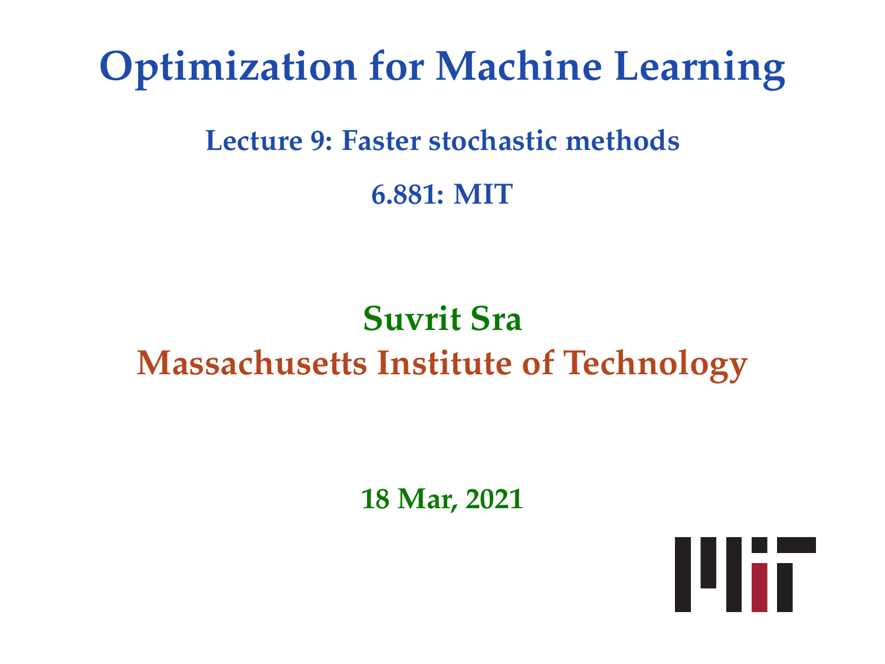# Optimization for Machine Learning

## Lecture 9: Faster stochastic methods

## 6.881: MIT

**Suvrit Sra**

**Massachusetts Institute of Technology**

**18 Mar, 2021**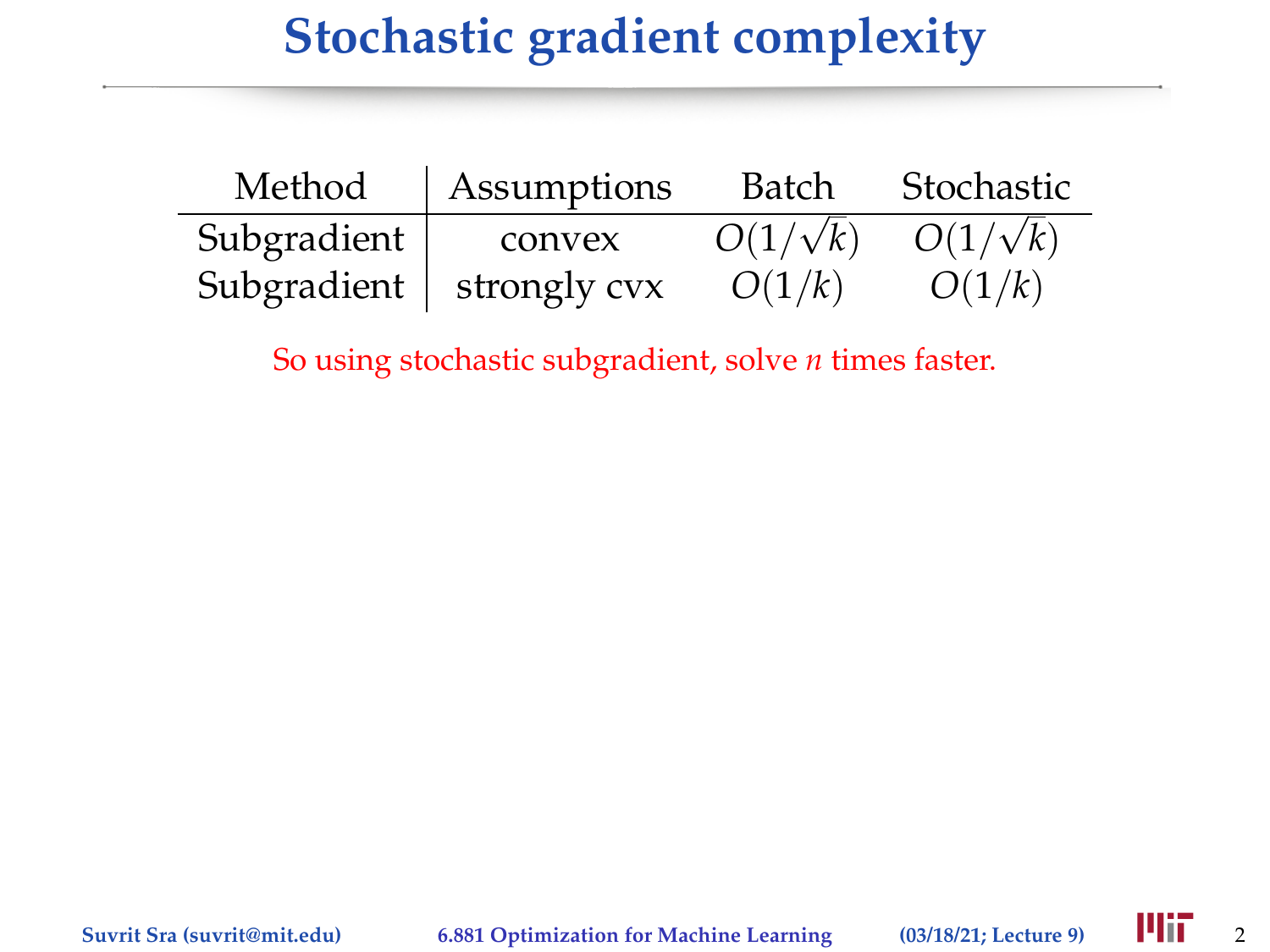# Stochastic gradient complexity

| Method | Assumptions | Batch | Stochastic |
|---|---|---|---|
| Subgradient | convex | $O(1/\sqrt{k})$ | $O(1/\sqrt{k})$ |
| Subgradient | strongly cvx | $O(1/k)$ | $O(1/k)$ |

So using stochastic subgradient, solve $n$ times faster.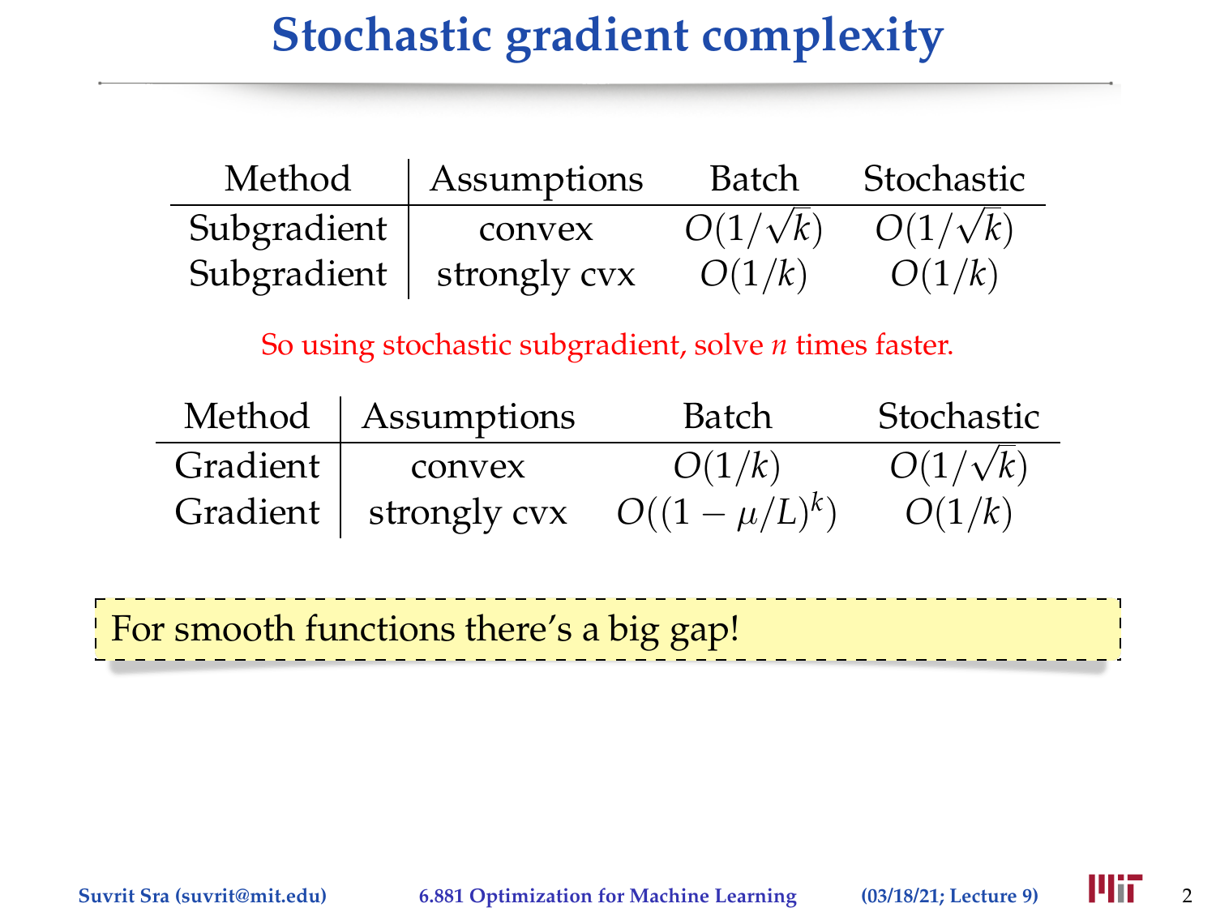# Stochastic gradient complexity

| Method | Assumptions | Batch | Stochastic |
| --- | --- | --- | --- |
| Subgradient | convex | $O(1/\sqrt{k})$ | $O(1/\sqrt{k})$ |
| Subgradient | strongly cvx | $O(1/k)$ | $O(1/k)$ |

So using stochastic subgradient, solve $n$ times faster.

| Method | Assumptions | Batch | Stochastic |
| --- | --- | --- | --- |
| Gradient | convex | $O(1/k)$ | $O(1/\sqrt{k})$ |
| Gradient | strongly cvx | $O((1-\mu/L)^k)$ | $O(1/k)$ |

For smooth functions there's a big gap!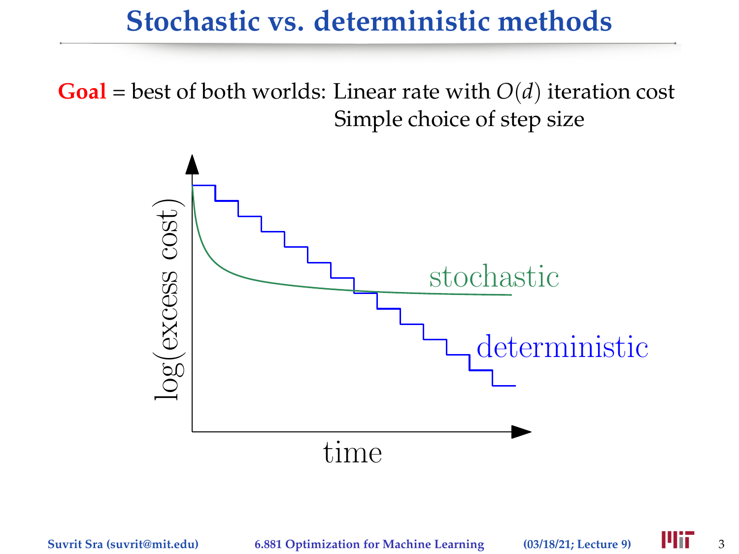# Stochastic vs. deterministic methods

**Goal** = best of both worlds: Linear rate with $O(d)$ iteration cost
Simple choice of step size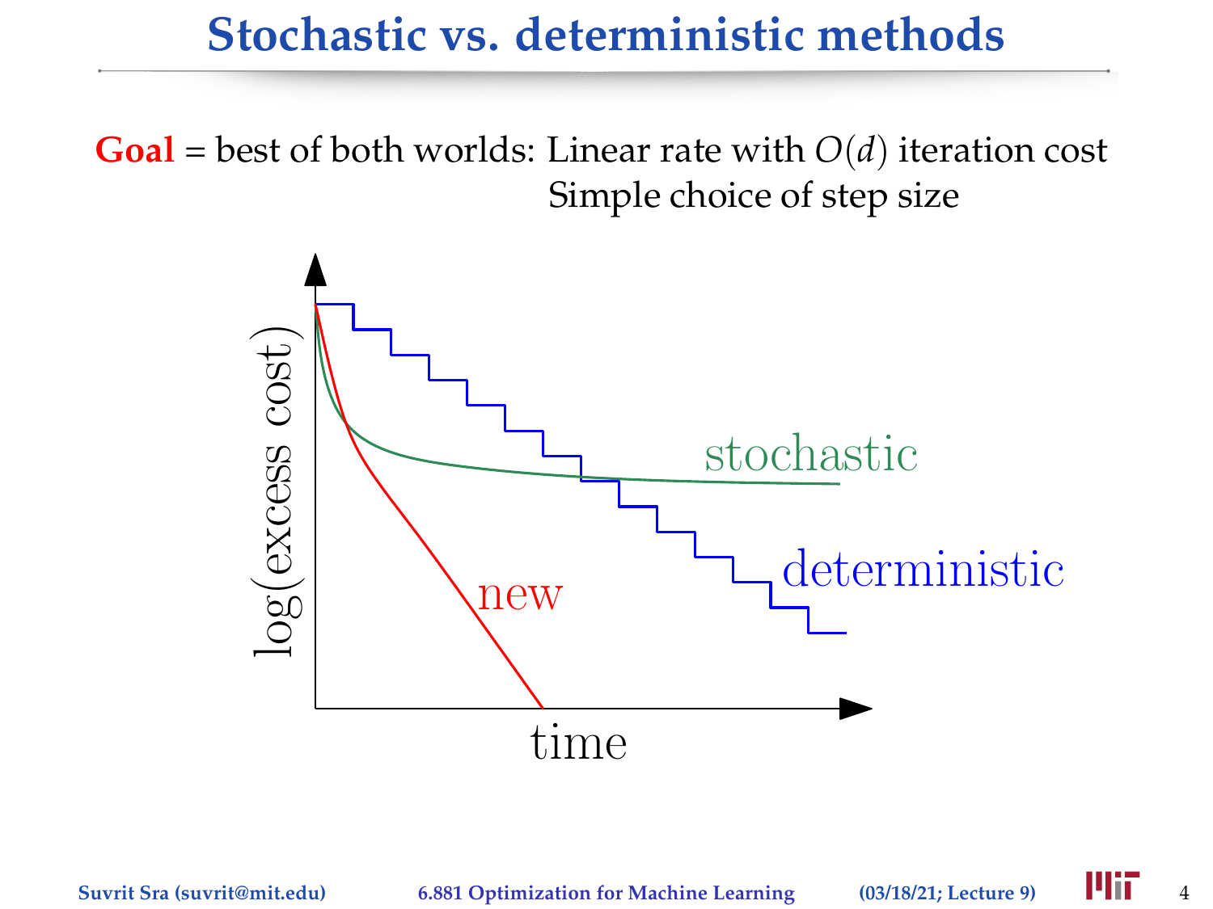# Stochastic vs. deterministic methods

**Goal** = best of both worlds: Linear rate with $O(d)$ iteration cost
Simple choice of step size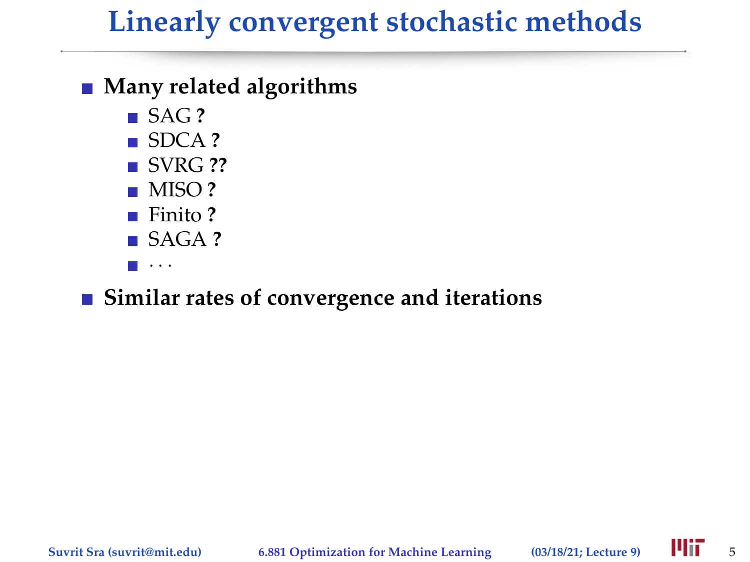# Linearly convergent stochastic methods

- **Many related algorithms**
  - SAG **?**
  - SDCA **?**
  - SVRG **??**
  - MISO **?**
  - Finito **?**
  - SAGA **?**
  - · · ·
- **Similar rates of convergence and iterations**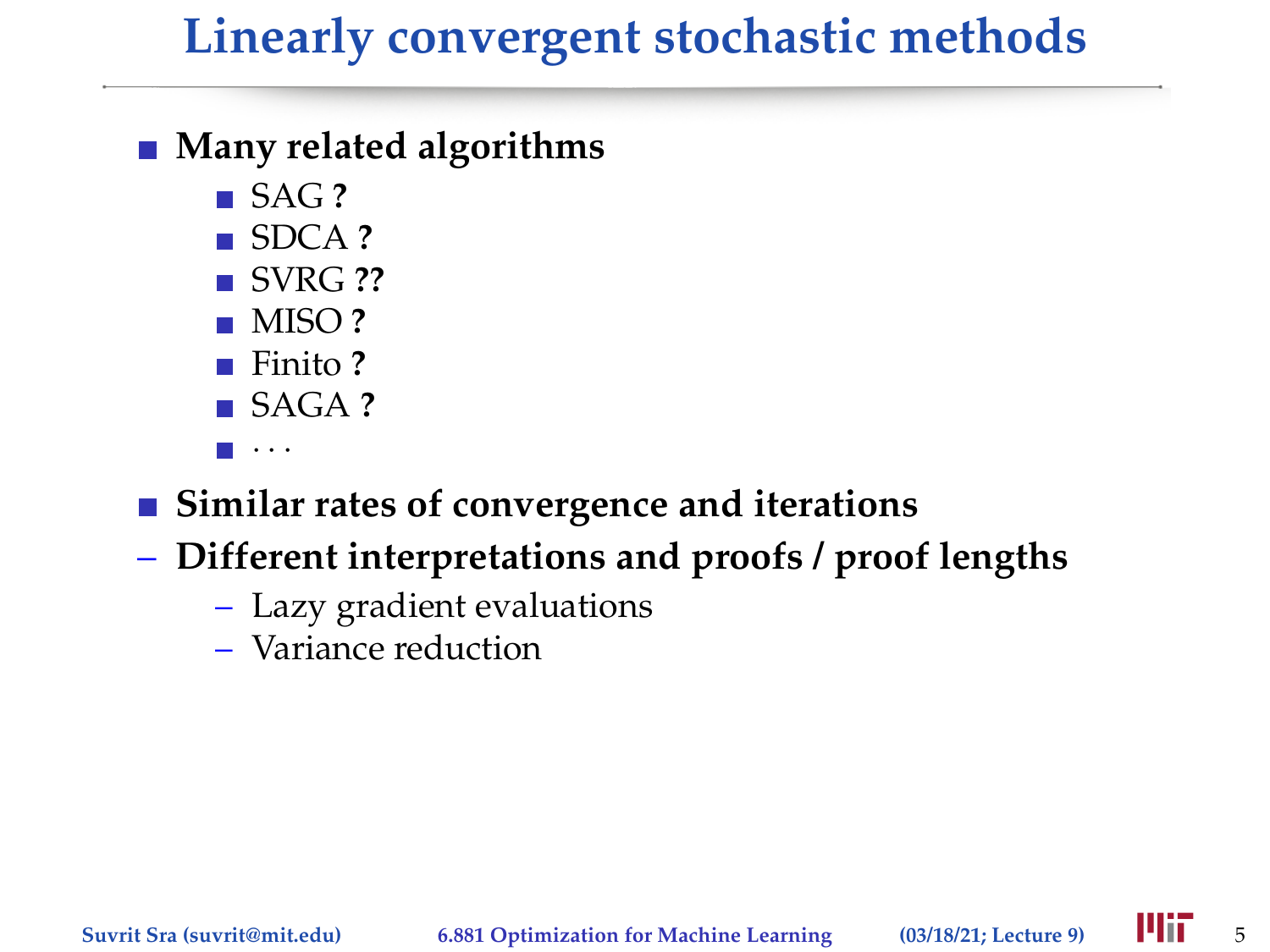# Linearly convergent stochastic methods

- **Many related algorithms**
  - SAG **?**
  - SDCA **?**
  - SVRG **??**
  - MISO **?**
  - Finito **?**
  - SAGA **?**
  - · · ·
- **Similar rates of convergence and iterations**
- **Different interpretations and proofs / proof lengths**
  - Lazy gradient evaluations
  - Variance reduction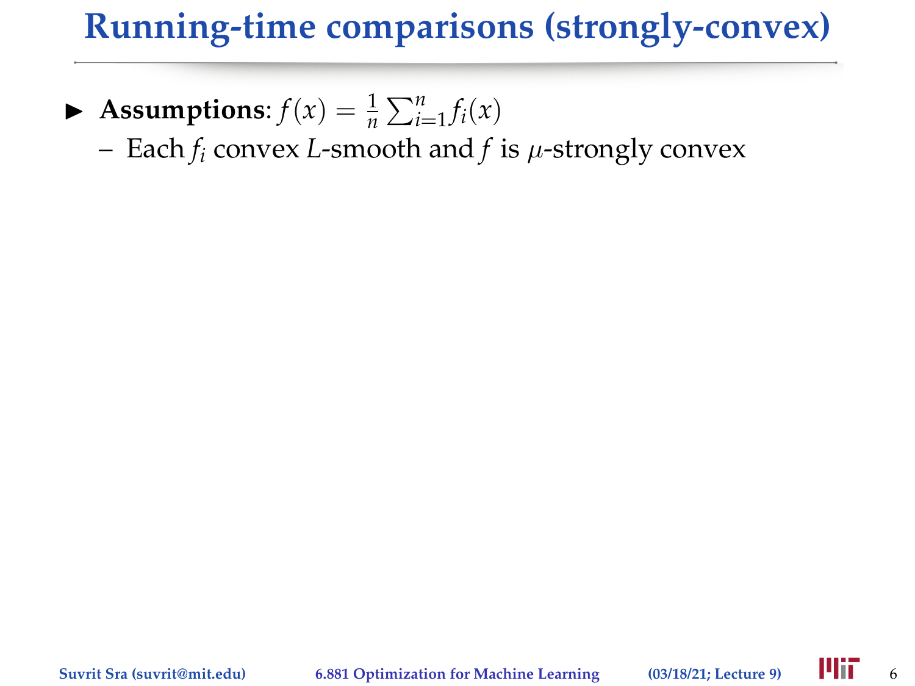# Running-time comparisons (strongly-convex)

- **Assumptions**: $f(x) = \frac{1}{n}\sum_{i=1}^{n} f_i(x)$
  - Each $f_i$ convex $L$-smooth and $f$ is $\mu$-strongly convex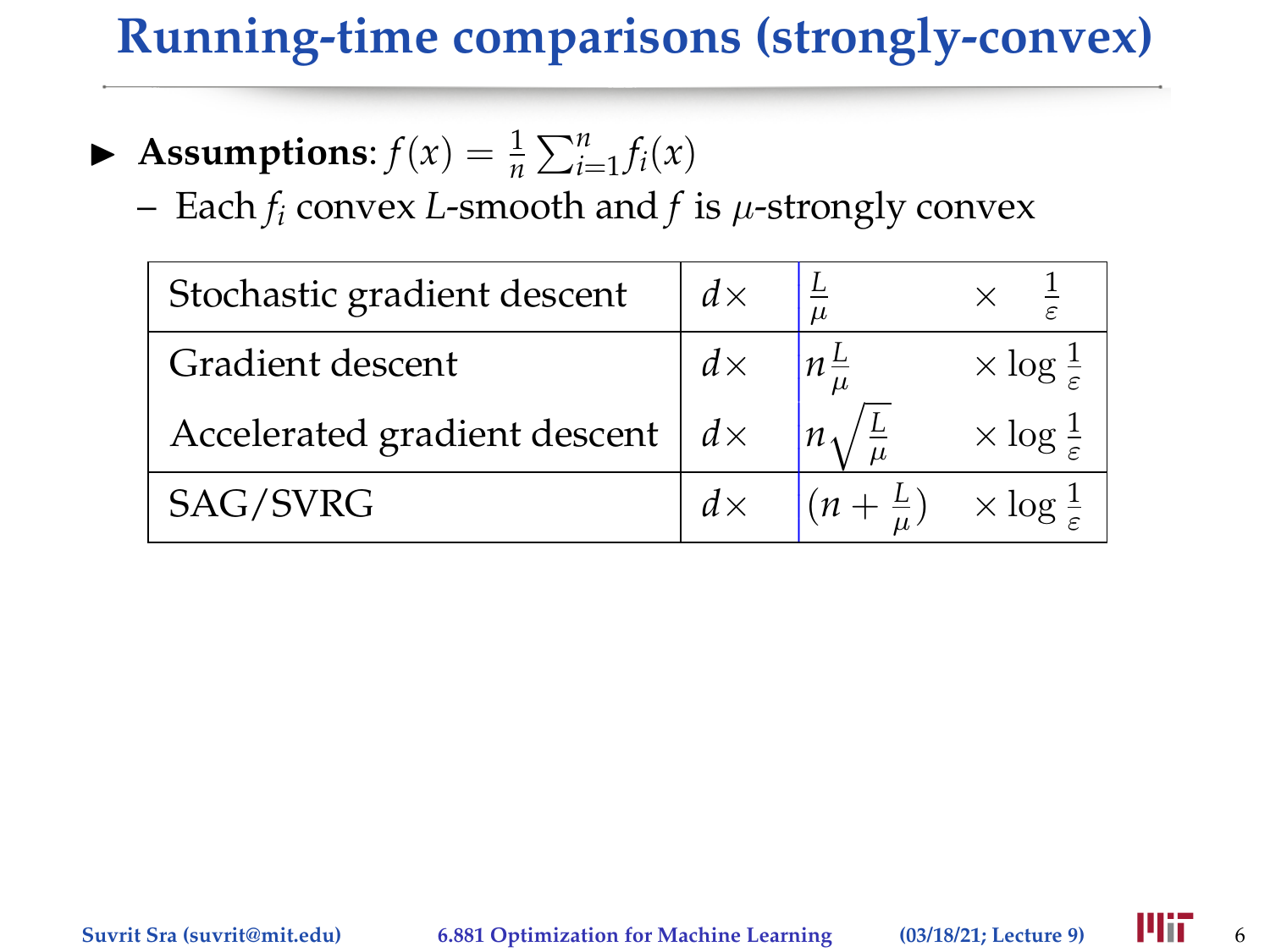# Running-time comparisons (strongly-convex)

- **Assumptions**: $f(x) = \frac{1}{n}\sum_{i=1}^{n} f_i(x)$
  - Each $f_i$ convex $L$-smooth and $f$ is $\mu$-strongly convex

| | | | |
|---|---|---|---|
| Stochastic gradient descent | $d\times$ | $\frac{L}{\mu}$ | $\times \quad \frac{1}{\varepsilon}$ |
| Gradient descent | $d\times$ | $n\frac{L}{\mu}$ | $\times \log \frac{1}{\varepsilon}$ |
| Accelerated gradient descent | $d\times$ | $n\sqrt{\frac{L}{\mu}}$ | $\times \log \frac{1}{\varepsilon}$ |
| SAG/SVRG | $d\times$ | $(n + \frac{L}{\mu})$ | $\times \log \frac{1}{\varepsilon}$ |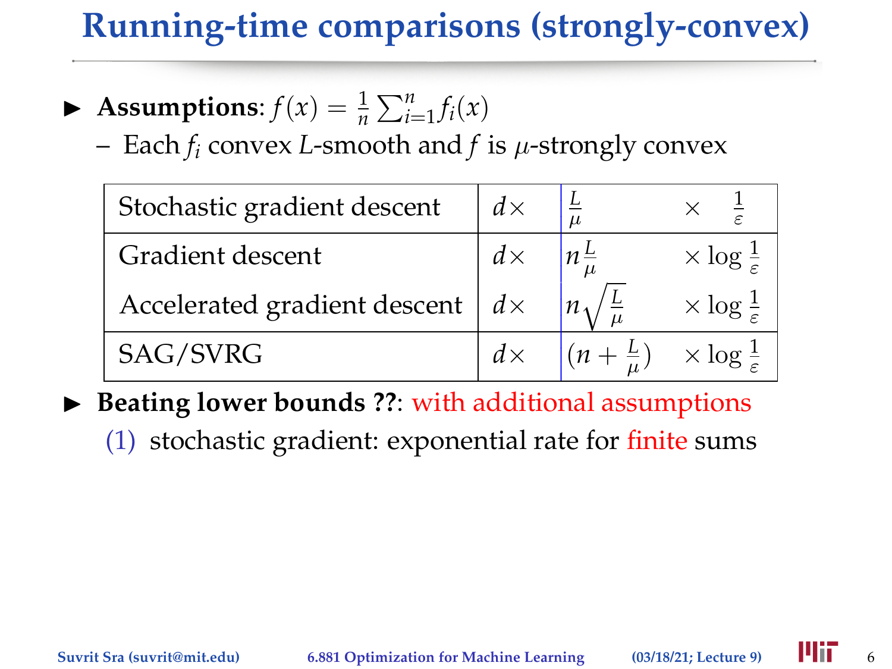# Running-time comparisons (strongly-convex)

- **Assumptions**: $f(x) = \frac{1}{n}\sum_{i=1}^{n} f_i(x)$
  - Each $f_i$ convex $L$-smooth and $f$ is $\mu$-strongly convex

| | | | |
|---|---|---|---|
| Stochastic gradient descent | $d\times$ | $\frac{L}{\mu}$ | $\times \quad \frac{1}{\varepsilon}$ |
| Gradient descent | $d\times$ | $n\frac{L}{\mu}$ | $\times \log \frac{1}{\varepsilon}$ |
| Accelerated gradient descent | $d\times$ | $n\sqrt{\frac{L}{\mu}}$ | $\times \log \frac{1}{\varepsilon}$ |
| SAG/SVRG | $d\times$ | $(n + \frac{L}{\mu})$ | $\times \log \frac{1}{\varepsilon}$ |

- **Beating lower bounds ??**: with additional assumptions
  (1) stochastic gradient: exponential rate for finite sums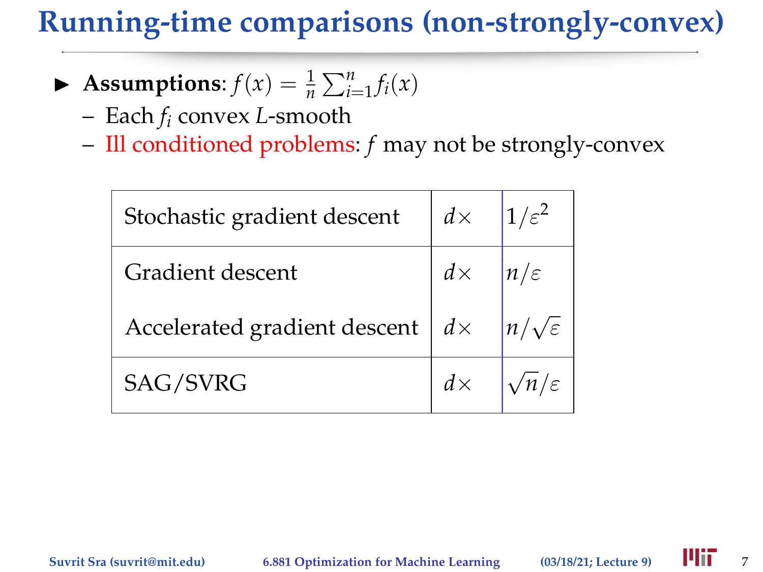# Running-time comparisons (non-strongly-convex)

- **Assumptions**: $f(x) = \frac{1}{n}\sum_{i=1}^{n} f_i(x)$
  - Each $f_i$ convex $L$-smooth
  - Ill conditioned problems: $f$ may not be strongly-convex

| | | |
|---|---|---|
| Stochastic gradient descent | $d\times$ | $1/\varepsilon^2$ |
| Gradient descent | $d\times$ | $n/\varepsilon$ |
| Accelerated gradient descent | $d\times$ | $n/\sqrt{\varepsilon}$ |
| SAG/SVRG | $d\times$ | $\sqrt{n}/\varepsilon$ |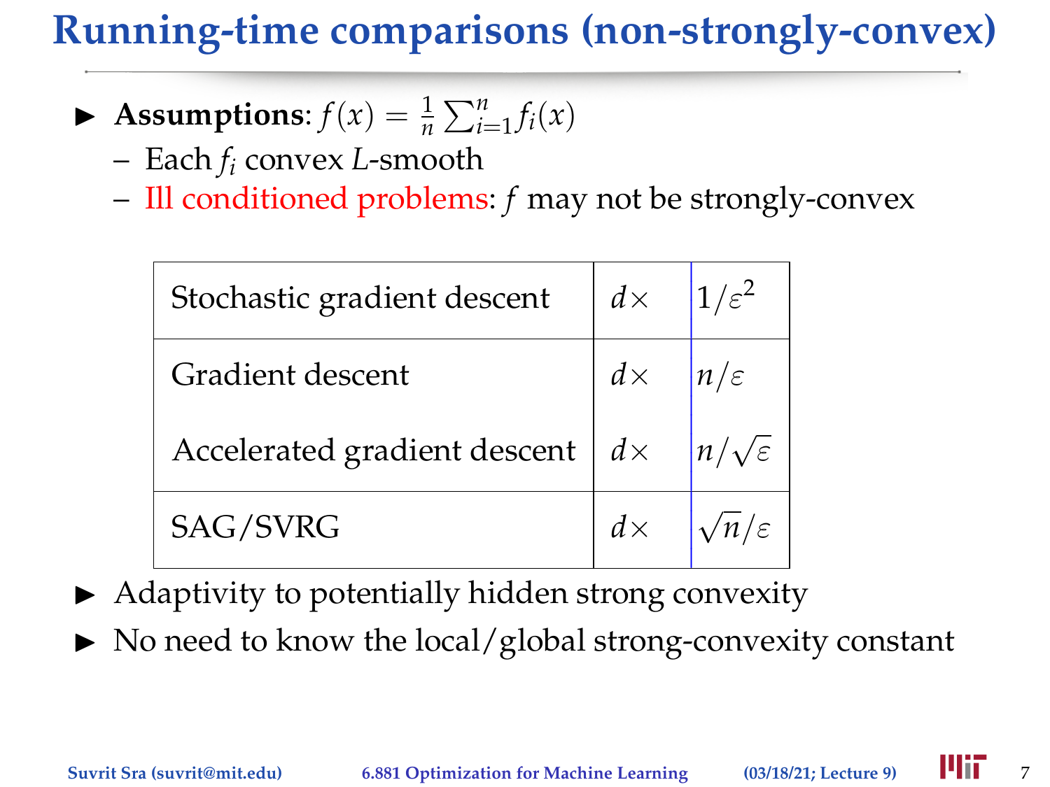# Running-time comparisons (non-strongly-convex)

- **Assumptions**: $f(x) = \frac{1}{n}\sum_{i=1}^{n} f_i(x)$
  - Each $f_i$ convex $L$-smooth
  - Ill conditioned problems: $f$ may not be strongly-convex

| | | |
|---|---|---|
| Stochastic gradient descent | $d\times$ | $1/\varepsilon^2$ |
| Gradient descent | $d\times$ | $n/\varepsilon$ |
| Accelerated gradient descent | $d\times$ | $n/\sqrt{\varepsilon}$ |
| SAG/SVRG | $d\times$ | $\sqrt{n}/\varepsilon$ |

- Adaptivity to potentially hidden strong convexity
- No need to know the local/global strong-convexity constant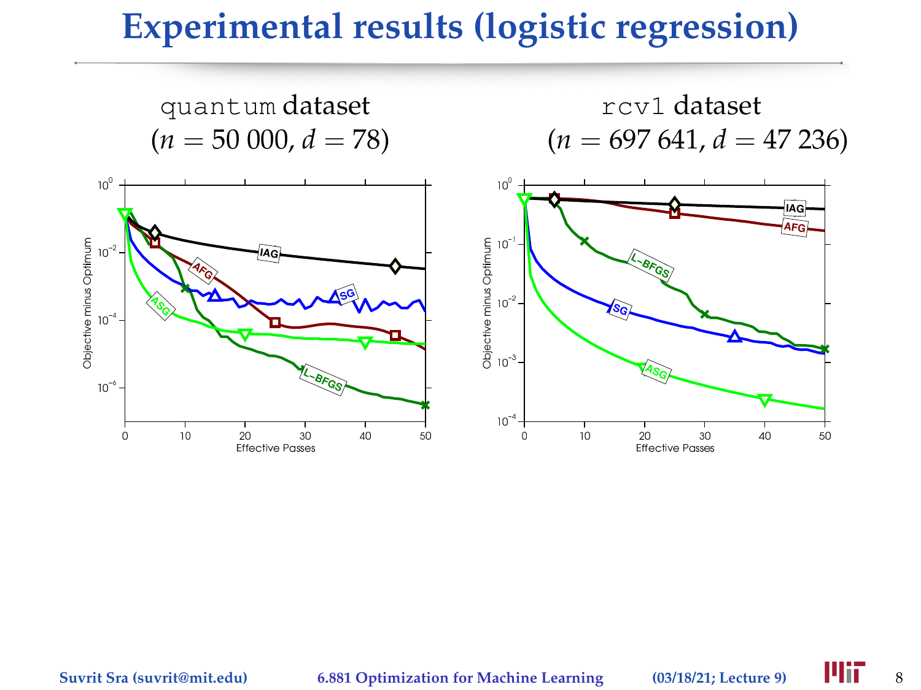# Experimental results (logistic regression)

`quantum` dataset
($n = 50\,000$, $d = 78$)

`rcv1` dataset
($n = 697\,641$, $d = 47\,236$)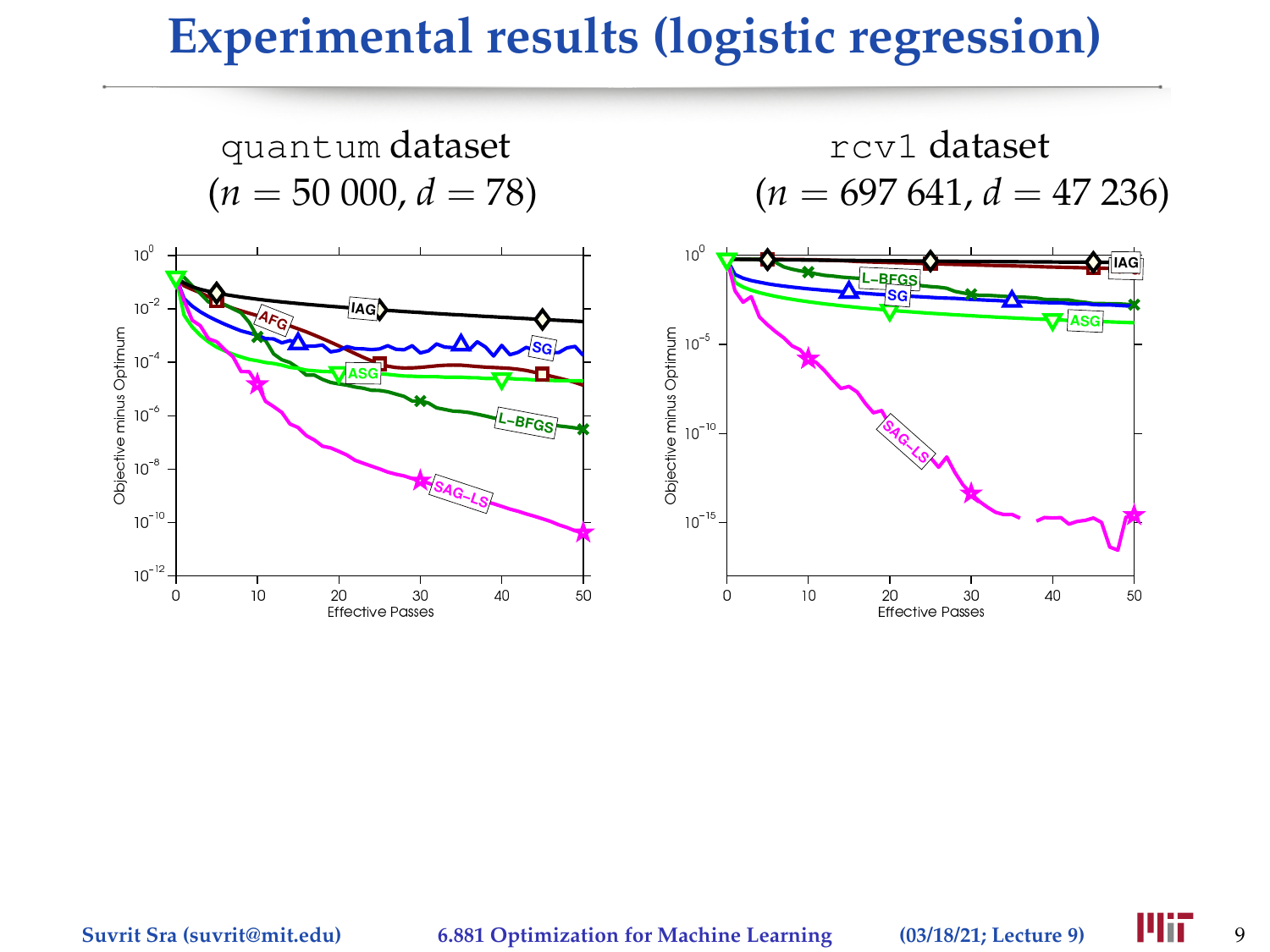# Experimental results (logistic regression)

quantum dataset
($n = 50\,000$, $d = 78$)

rcv1 dataset
($n = 697\,641$, $d = 47\,236$)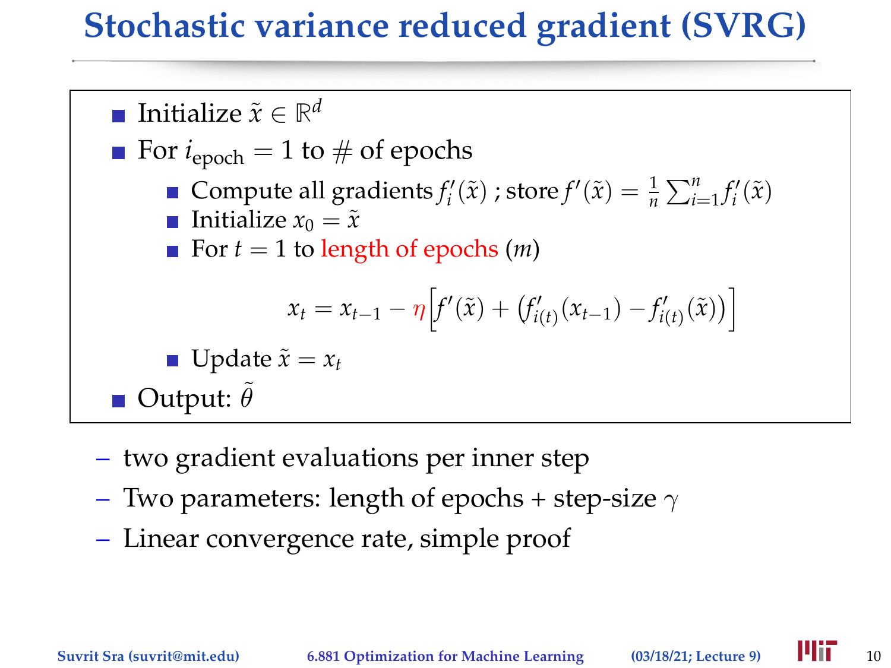# Stochastic variance reduced gradient (SVRG)

- Initialize $\tilde{x} \in \mathbb{R}^d$
- For $i_{\text{epoch}} = 1$ to # of epochs
  - Compute all gradients $f'_i(\tilde{x})$ ; store $f'(\tilde{x}) = \frac{1}{n}\sum_{i=1}^{n} f'_i(\tilde{x})$
  - Initialize $x_0 = \tilde{x}$
  - For $t = 1$ to length of epochs ($m$)

$$x_t = x_{t-1} - \eta\Big[f'(\tilde{x}) + \big(f'_{i(t)}(x_{t-1}) - f'_{i(t)}(\tilde{x})\big)\Big]$$

  - Update $\tilde{x} = x_t$
- Output: $\tilde{\theta}$

– two gradient evaluations per inner step

– Two parameters: length of epochs + step-size $\gamma$

– Linear convergence rate, simple proof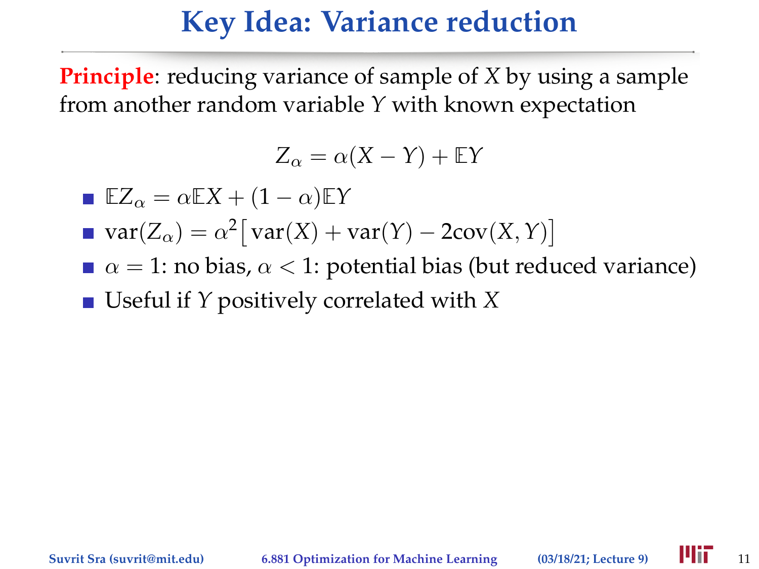# Key Idea: Variance reduction

**Principle**: reducing variance of sample of $X$ by using a sample from another random variable $Y$ with known expectation

$$Z_\alpha = \alpha(X - Y) + \mathbb{E}Y$$

- $\mathbb{E}Z_\alpha = \alpha\mathbb{E}X + (1 - \alpha)\mathbb{E}Y$
- $\text{var}(Z_\alpha) = \alpha^2\big[\text{var}(X) + \text{var}(Y) - 2\text{cov}(X, Y)\big]$
- $\alpha = 1$: no bias, $\alpha < 1$: potential bias (but reduced variance)
- Useful if $Y$ positively correlated with $X$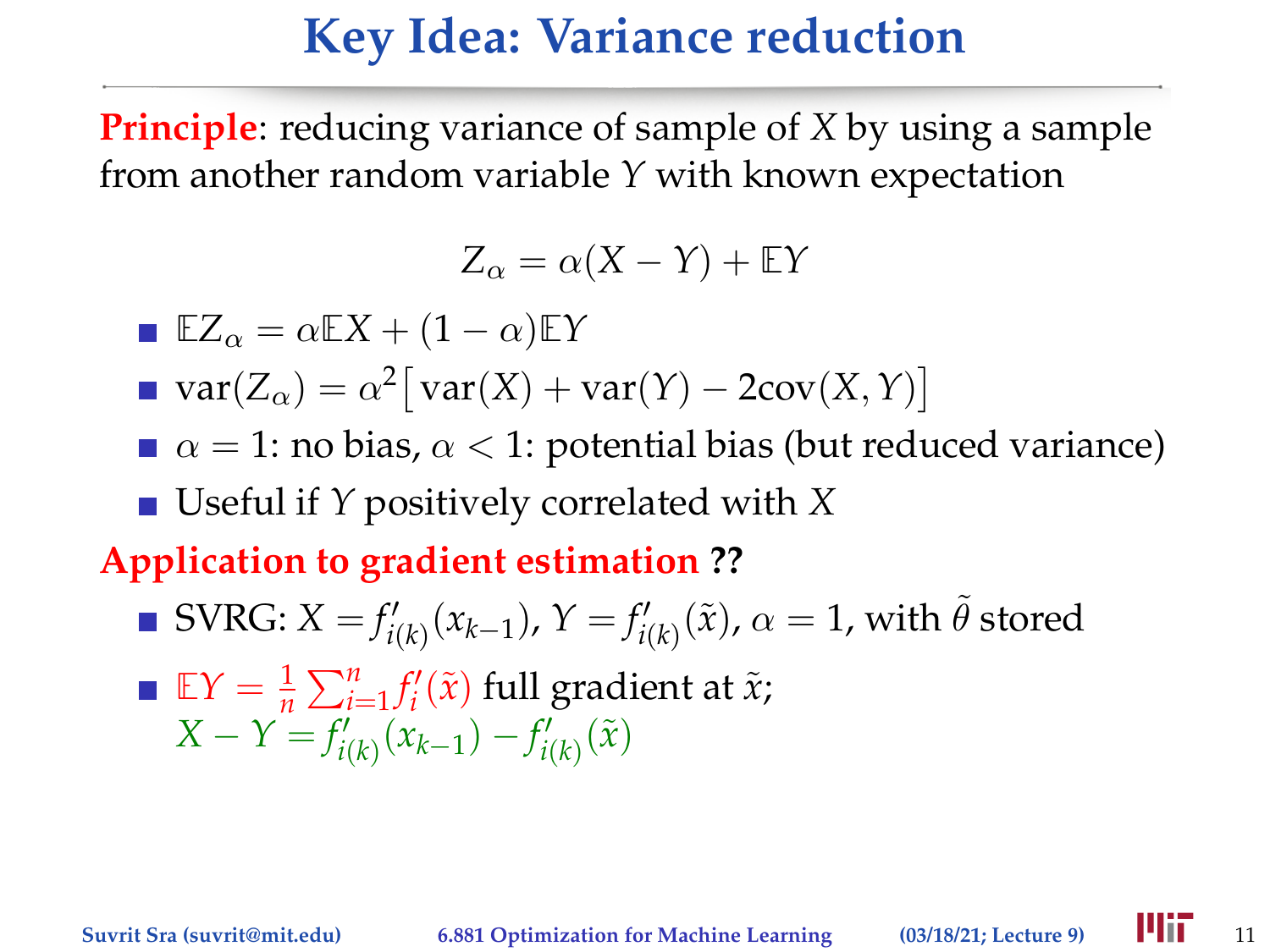# Key Idea: Variance reduction

**Principle**: reducing variance of sample of $X$ by using a sample from another random variable $Y$ with known expectation

$$Z_\alpha = \alpha(X - Y) + \mathbb{E}Y$$

- $\mathbb{E}Z_\alpha = \alpha \mathbb{E}X + (1-\alpha)\mathbb{E}Y$
- $\mathrm{var}(Z_\alpha) = \alpha^2 \big[ \mathrm{var}(X) + \mathrm{var}(Y) - 2\mathrm{cov}(X, Y) \big]$
- $\alpha = 1$: no bias, $\alpha < 1$: potential bias (but reduced variance)
- Useful if $Y$ positively correlated with $X$

**Application to gradient estimation ??**

- SVRG: $X = f'_{i(k)}(x_{k-1})$, $Y = f'_{i(k)}(\tilde{x})$, $\alpha = 1$, with $\tilde{\theta}$ stored
- $\mathbb{E}Y = \frac{1}{n}\sum_{i=1}^{n} f'_i(\tilde{x})$ full gradient at $\tilde{x}$;
  $X - Y = f'_{i(k)}(x_{k-1}) - f'_{i(k)}(\tilde{x})$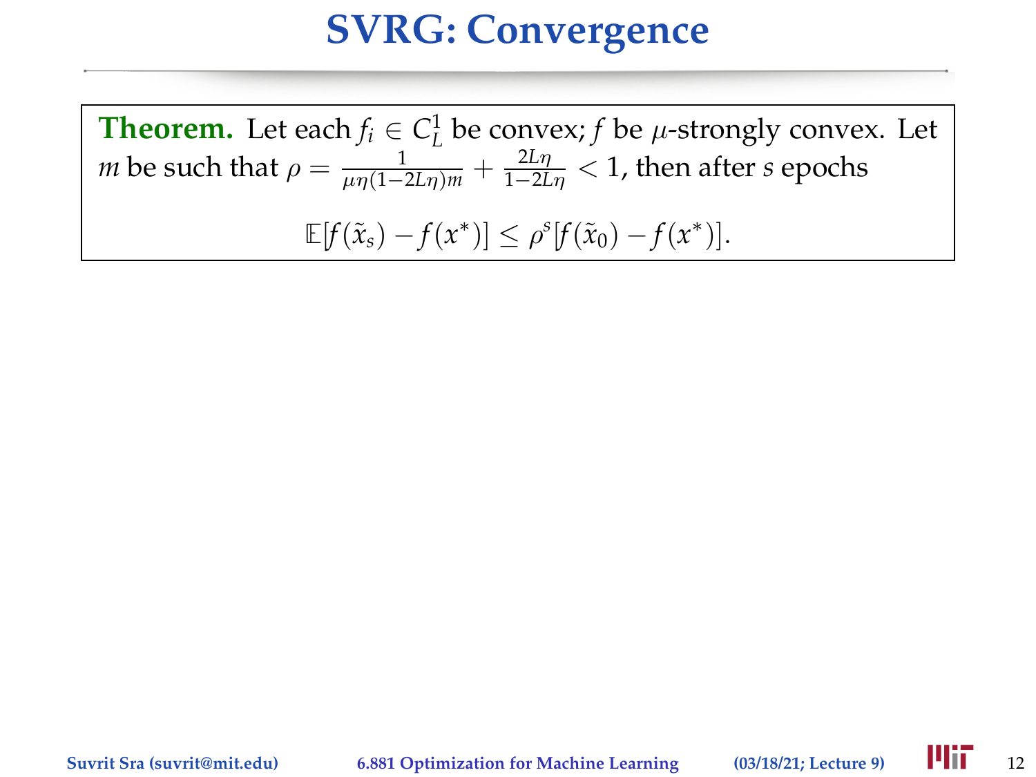# SVRG: Convergence

**Theorem.** Let each $f_i \in C_L^1$ be convex; $f$ be $\mu$-strongly convex. Let $m$ be such that $\rho = \frac{1}{\mu\eta(1-2L\eta)m} + \frac{2L\eta}{1-2L\eta} < 1$, then after $s$ epochs

$$\mathbb{E}[f(\tilde{x}_s) - f(x^*)] \leq \rho^s [f(\tilde{x}_0) - f(x^*)].$$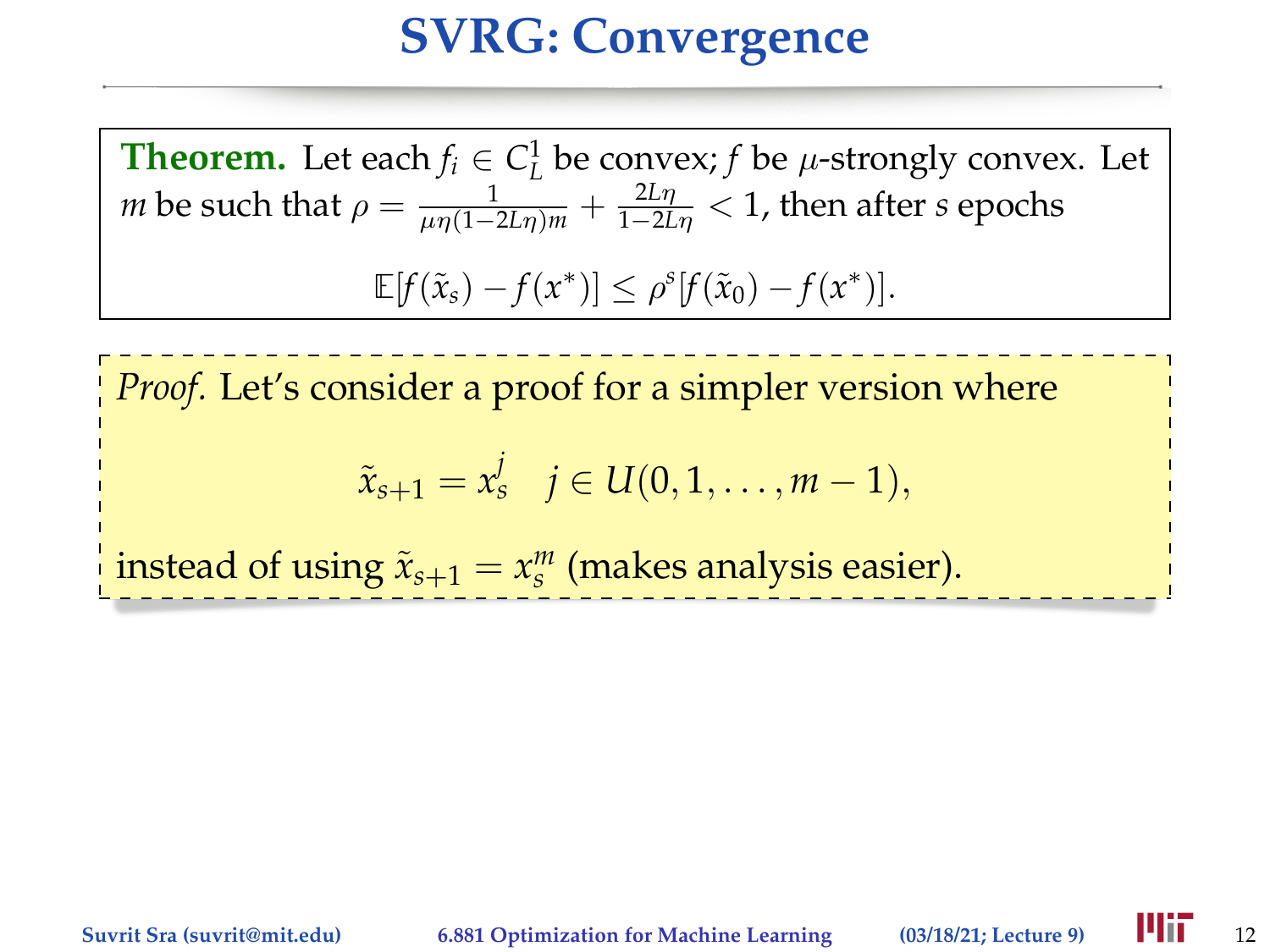# SVRG: Convergence

**Theorem.** Let each $f_i \in C_L^1$ be convex; $f$ be $\mu$-strongly convex. Let $m$ be such that $\rho = \frac{1}{\mu\eta(1-2L\eta)m} + \frac{2L\eta}{1-2L\eta} < 1$, then after $s$ epochs

$$\mathbb{E}[f(\tilde{x}_s) - f(x^*)] \leq \rho^s [f(\tilde{x}_0) - f(x^*)].$$

*Proof.* Let's consider a proof for a simpler version where

$$\tilde{x}_{s+1} = x_s^j \quad j \in U(0, 1, \ldots, m-1),$$

instead of using $\tilde{x}_{s+1} = x_s^m$ (makes analysis easier).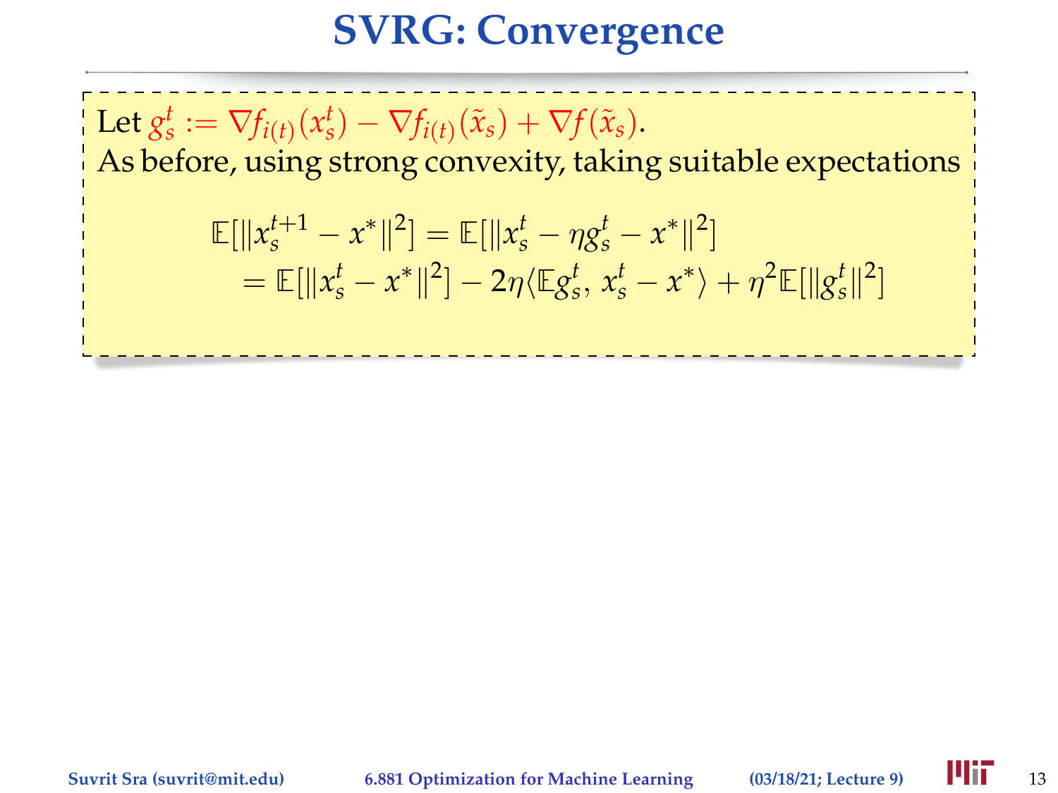# SVRG: Convergence

Let $g_s^t := \nabla f_{i(t)}(x_s^t) - \nabla f_{i(t)}(\tilde{x}_s) + \nabla f(\tilde{x}_s)$.
As before, using strong convexity, taking suitable expectations

$$
\begin{aligned}
\mathbb{E}[\|x_s^{t+1} - x^*\|^2] &= \mathbb{E}[\|x_s^t - \eta g_s^t - x^*\|^2] \\
&= \mathbb{E}[\|x_s^t - x^*\|^2] - 2\eta\langle \mathbb{E}g_s^t,\, x_s^t - x^*\rangle + \eta^2 \mathbb{E}[\|g_s^t\|^2]
\end{aligned}
$$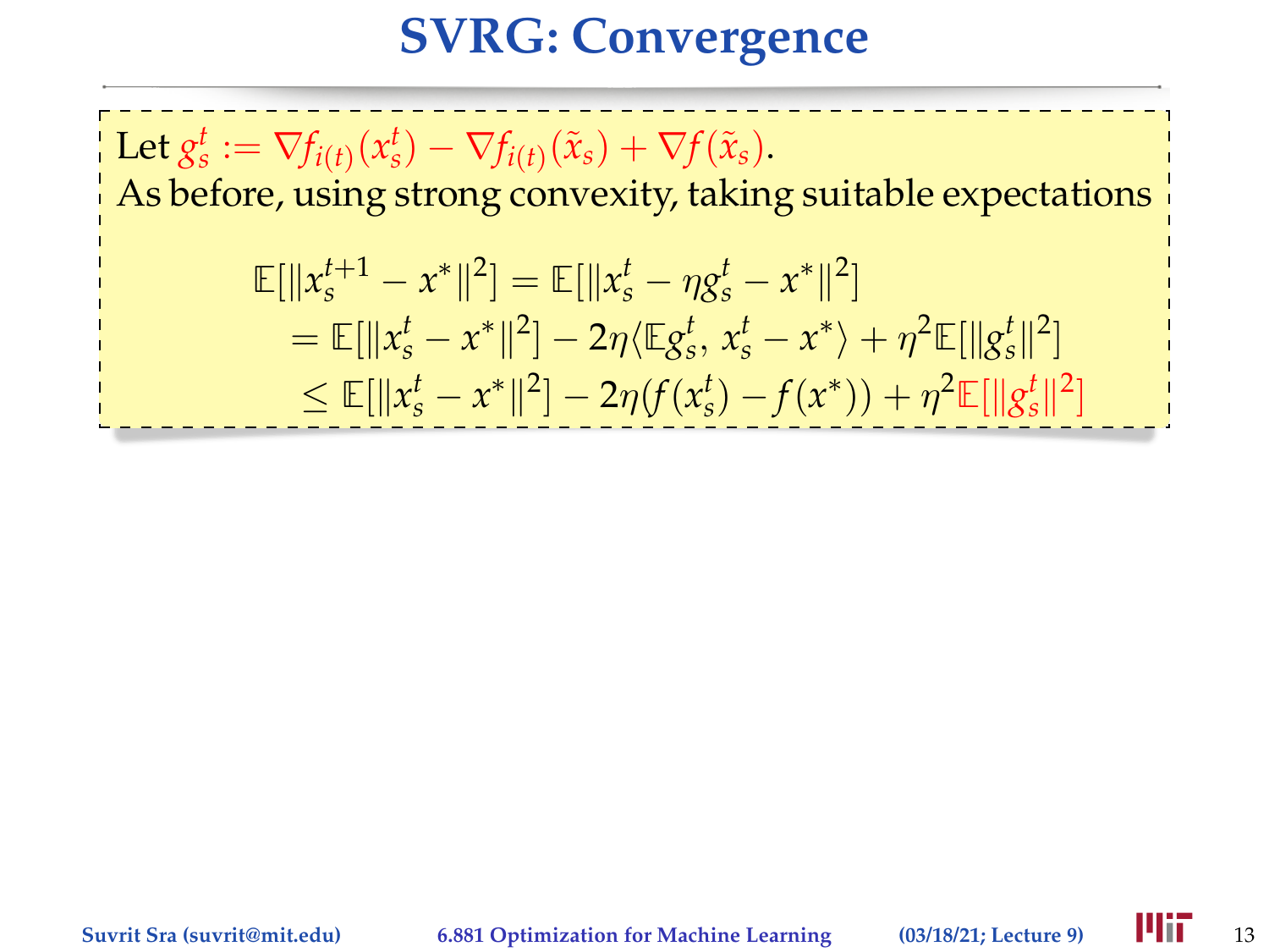# SVRG: Convergence

Let $g_s^t := \nabla f_{i(t)}(x_s^t) - \nabla f_{i(t)}(\tilde{x}_s) + \nabla f(\tilde{x}_s)$.
As before, using strong convexity, taking suitable expectations

$$
\begin{aligned}
\mathbb{E}[\|x_s^{t+1} - x^*\|^2] &= \mathbb{E}[\|x_s^t - \eta g_s^t - x^*\|^2] \\
&= \mathbb{E}[\|x_s^t - x^*\|^2] - 2\eta\langle \mathbb{E} g_s^t,\, x_s^t - x^* \rangle + \eta^2 \mathbb{E}[\|g_s^t\|^2] \\
&\leq \mathbb{E}[\|x_s^t - x^*\|^2] - 2\eta(f(x_s^t) - f(x^*)) + \eta^2 \mathbb{E}[\|g_s^t\|^2]
\end{aligned}
$$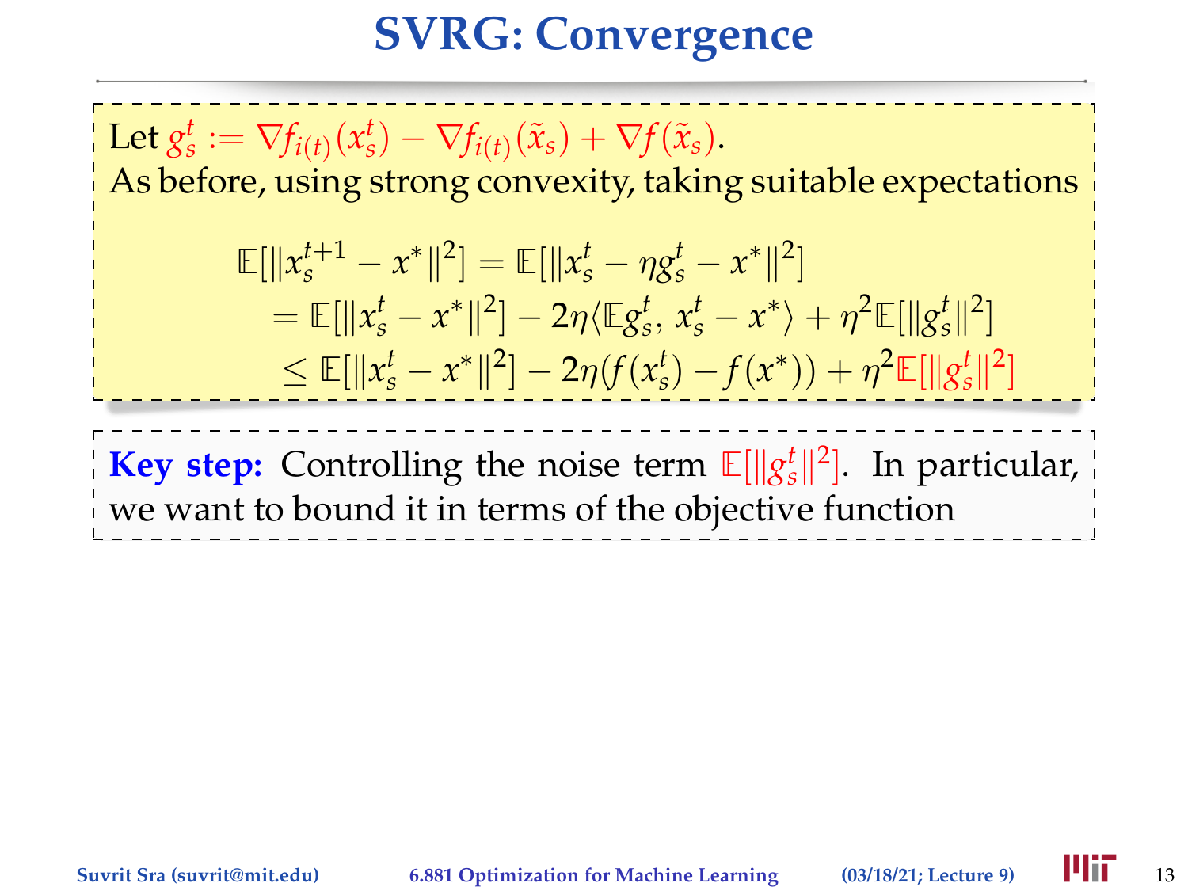# SVRG: Convergence

Let $g_s^t := \nabla f_{i(t)}(x_s^t) - \nabla f_{i(t)}(\tilde{x}_s) + \nabla f(\tilde{x}_s)$.
As before, using strong convexity, taking suitable expectations

$$
\begin{aligned}
\mathbb{E}[\|x_s^{t+1} - x^*\|^2] &= \mathbb{E}[\|x_s^t - \eta g_s^t - x^*\|^2] \\
&= \mathbb{E}[\|x_s^t - x^*\|^2] - 2\eta\langle \mathbb{E} g_s^t,\, x_s^t - x^* \rangle + \eta^2 \mathbb{E}[\|g_s^t\|^2] \\
&\leq \mathbb{E}[\|x_s^t - x^*\|^2] - 2\eta(f(x_s^t) - f(x^*)) + \eta^2 \mathbb{E}[\|g_s^t\|^2]
\end{aligned}
$$

**Key step:** Controlling the noise term $\mathbb{E}[\|g_s^t\|^2]$. In particular, we want to bound it in terms of the objective function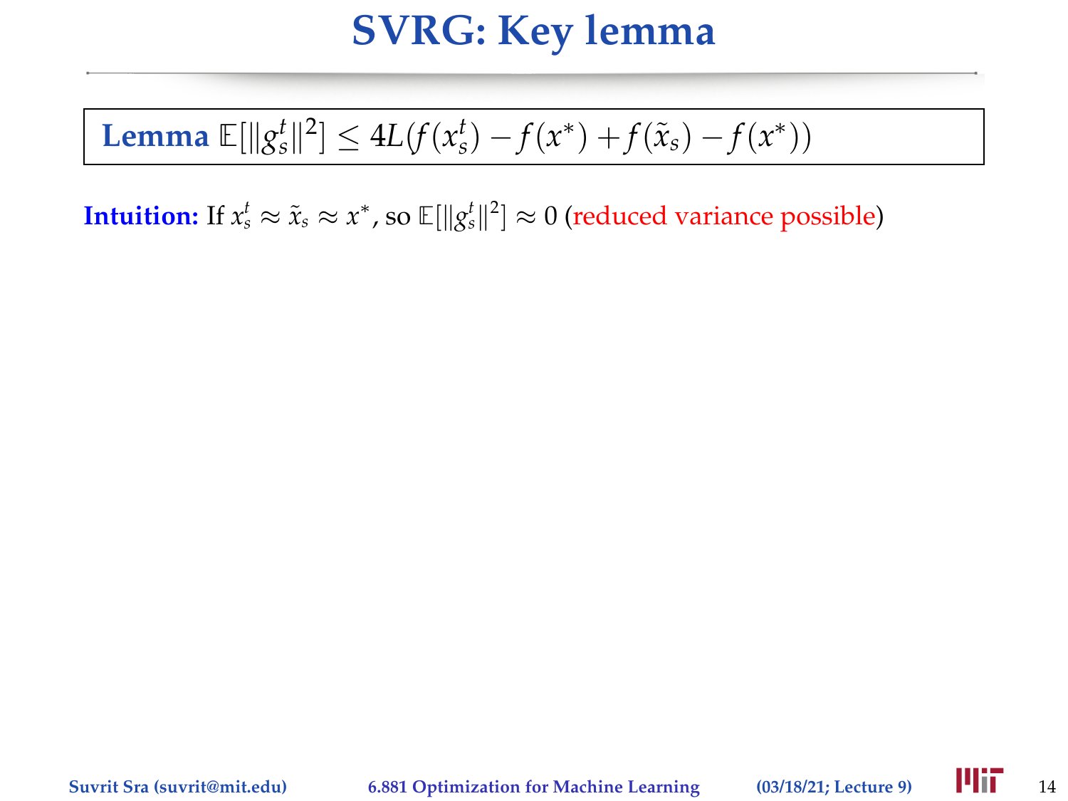# SVRG: Key lemma

**Lemma** $\mathbb{E}[\|g_s^t\|^2] \leq 4L(f(x_s^t) - f(x^*) + f(\tilde{x}_s) - f(x^*))$

**Intuition:** If $x_s^t \approx \tilde{x}_s \approx x^*$, so $\mathbb{E}[\|g_s^t\|^2] \approx 0$ (reduced variance possible)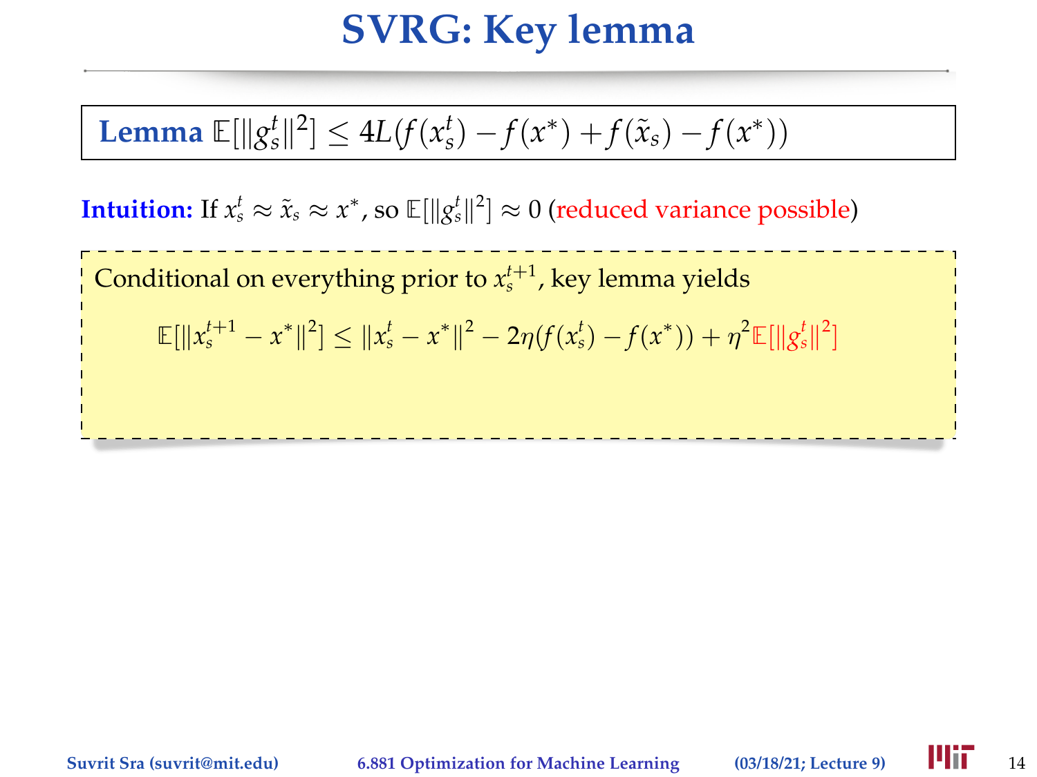# SVRG: Key lemma

**Lemma** $\mathbb{E}[\|g_s^t\|^2] \leq 4L(f(x_s^t) - f(x^*) + f(\tilde{x}_s) - f(x^*))$

**Intuition:** If $x_s^t \approx \tilde{x}_s \approx x^*$, so $\mathbb{E}[\|g_s^t\|^2] \approx 0$ (reduced variance possible)

Conditional on everything prior to $x_s^{t+1}$, key lemma yields

$$\mathbb{E}[\|x_s^{t+1} - x^*\|^2] \leq \|x_s^t - x^*\|^2 - 2\eta(f(x_s^t) - f(x^*)) + \eta^2 \mathbb{E}[\|g_s^t\|^2]$$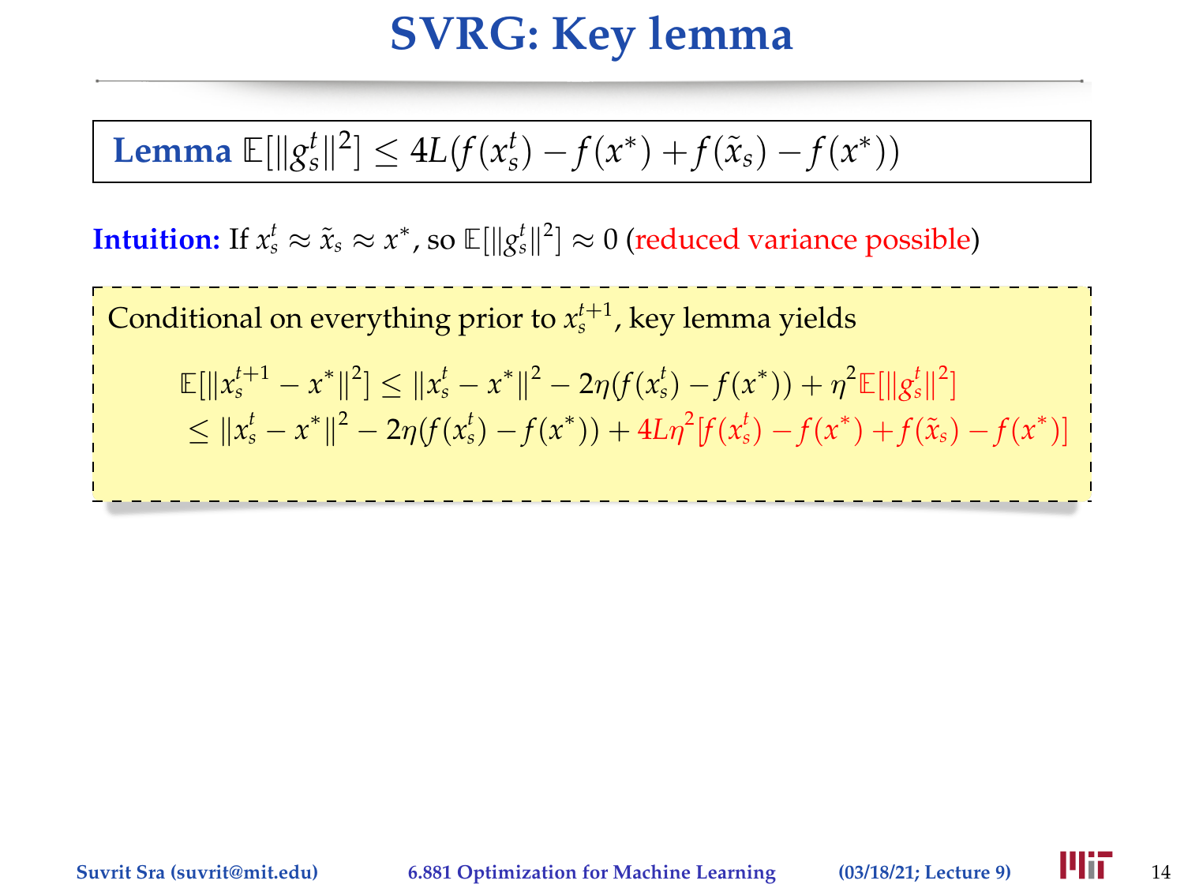# SVRG: Key lemma

**Lemma** $\mathbb{E}[\|g_s^t\|^2] \leq 4L(f(x_s^t) - f(x^*) + f(\tilde{x}_s) - f(x^*))$

**Intuition:** If $x_s^t \approx \tilde{x}_s \approx x^*$, so $\mathbb{E}[\|g_s^t\|^2] \approx 0$ (reduced variance possible)

Conditional on everything prior to $x_s^{t+1}$, key lemma yields

$$
\begin{aligned}
\mathbb{E}[\|x_s^{t+1} - x^*\|^2] &\leq \|x_s^t - x^*\|^2 - 2\eta(f(x_s^t) - f(x^*)) + \eta^2 \mathbb{E}[\|g_s^t\|^2] \\
&\leq \|x_s^t - x^*\|^2 - 2\eta(f(x_s^t) - f(x^*)) + 4L\eta^2[f(x_s^t) - f(x^*) + f(\tilde{x}_s) - f(x^*)]
\end{aligned}
$$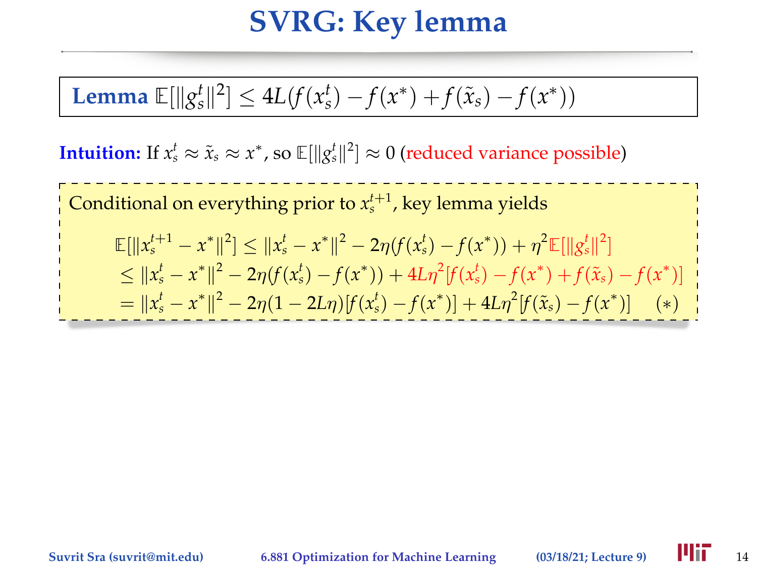# SVRG: Key lemma

**Lemma** $\mathbb{E}[\|g_s^t\|^2] \leq 4L(f(x_s^t) - f(x^*) + f(\tilde{x}_s) - f(x^*))$

**Intuition:** If $x_s^t \approx \tilde{x}_s \approx x^*$, so $\mathbb{E}[\|g_s^t\|^2] \approx 0$ (reduced variance possible)

Conditional on everything prior to $x_s^{t+1}$, key lemma yields

$$
\begin{aligned}
\mathbb{E}[\|x_s^{t+1} - x^*\|^2] &\leq \|x_s^t - x^*\|^2 - 2\eta(f(x_s^t) - f(x^*)) + \eta^2 \mathbb{E}[\|g_s^t\|^2] \\
&\leq \|x_s^t - x^*\|^2 - 2\eta(f(x_s^t) - f(x^*)) + 4L\eta^2[f(x_s^t) - f(x^*) + f(\tilde{x}_s) - f(x^*)] \\
&= \|x_s^t - x^*\|^2 - 2\eta(1 - 2L\eta)[f(x_s^t) - f(x^*)] + 4L\eta^2[f(\tilde{x}_s) - f(x^*)] \qquad (*)
\end{aligned}
$$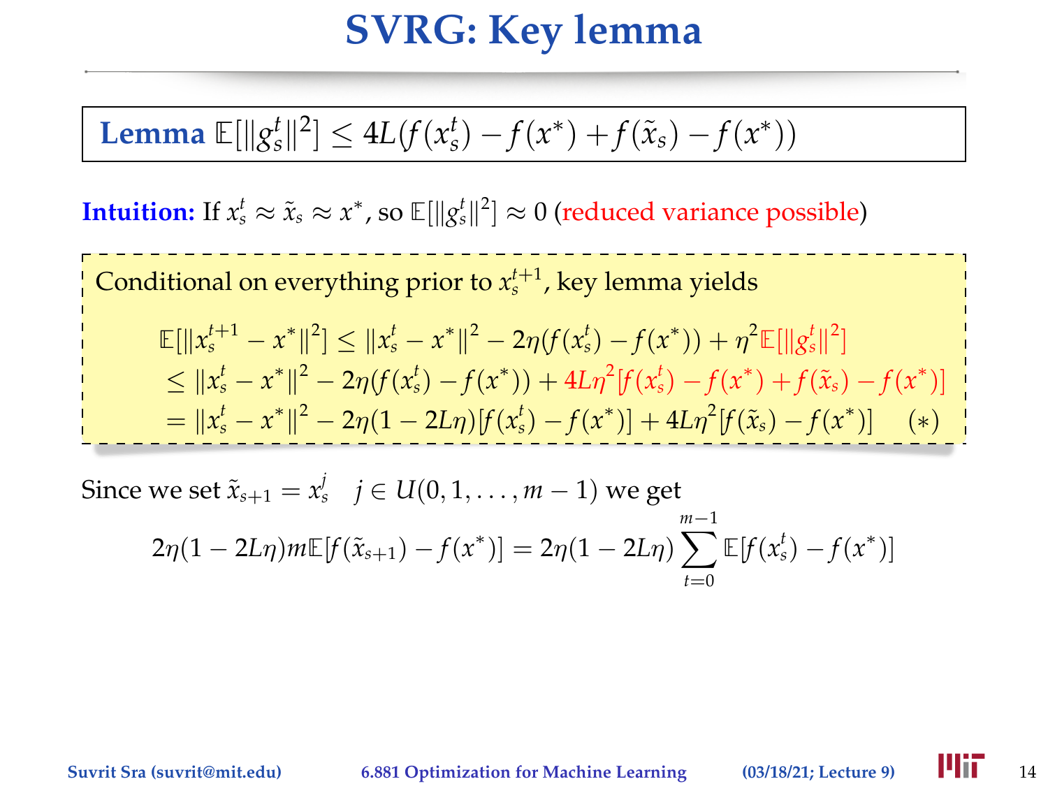# SVRG: Key lemma

**Lemma** $\mathbb{E}[\|g_s^t\|^2] \leq 4L(f(x_s^t) - f(x^*) + f(\tilde{x}_s) - f(x^*))$

**Intuition:** If $x_s^t \approx \tilde{x}_s \approx x^*$, so $\mathbb{E}[\|g_s^t\|^2] \approx 0$ (reduced variance possible)

Conditional on everything prior to $x_s^{t+1}$, key lemma yields

$$
\begin{aligned}
\mathbb{E}[\|x_s^{t+1} - x^*\|^2] &\leq \|x_s^t - x^*\|^2 - 2\eta(f(x_s^t) - f(x^*)) + \eta^2 \mathbb{E}[\|g_s^t\|^2] \\
&\leq \|x_s^t - x^*\|^2 - 2\eta(f(x_s^t) - f(x^*)) + 4L\eta^2[f(x_s^t) - f(x^*) + f(\tilde{x}_s) - f(x^*)] \\
&= \|x_s^t - x^*\|^2 - 2\eta(1 - 2L\eta)[f(x_s^t) - f(x^*)] + 4L\eta^2[f(\tilde{x}_s) - f(x^*)] \quad (*)
\end{aligned}
$$

Since we set $\tilde{x}_{s+1} = x_s^j \quad j \in U(0, 1, \ldots, m-1)$ we get

$$
2\eta(1 - 2L\eta)m\mathbb{E}[f(\tilde{x}_{s+1}) - f(x^*)] = 2\eta(1 - 2L\eta)\sum_{t=0}^{m-1} \mathbb{E}[f(x_s^t) - f(x^*)]
$$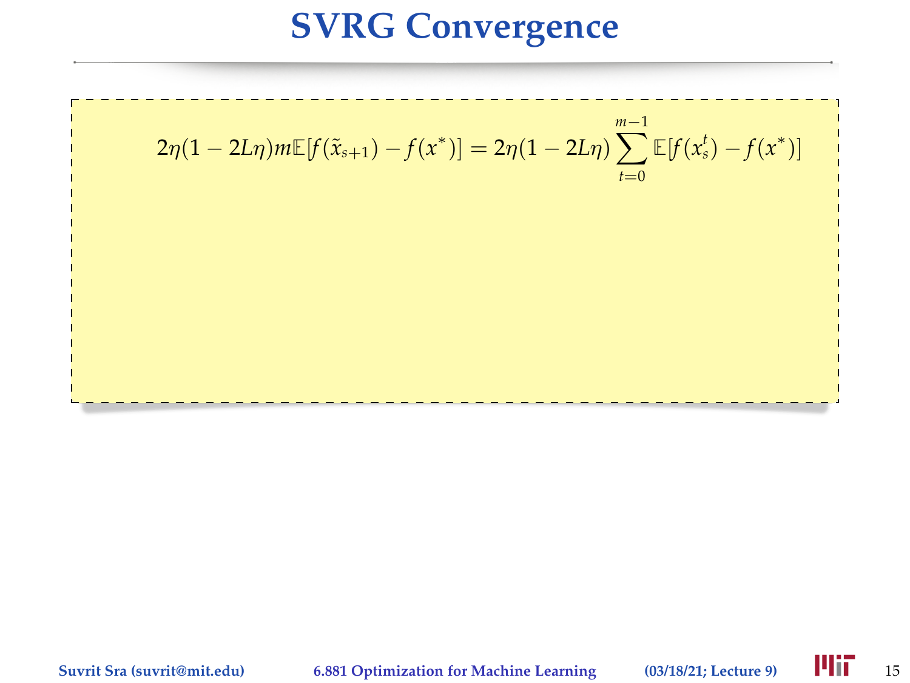# SVRG Convergence

$$2\eta(1 - 2L\eta)m\mathbb{E}[f(\tilde{x}_{s+1}) - f(x^*)] = 2\eta(1 - 2L\eta)\sum_{t=0}^{m-1}\mathbb{E}[f(x_s^t) - f(x^*)]$$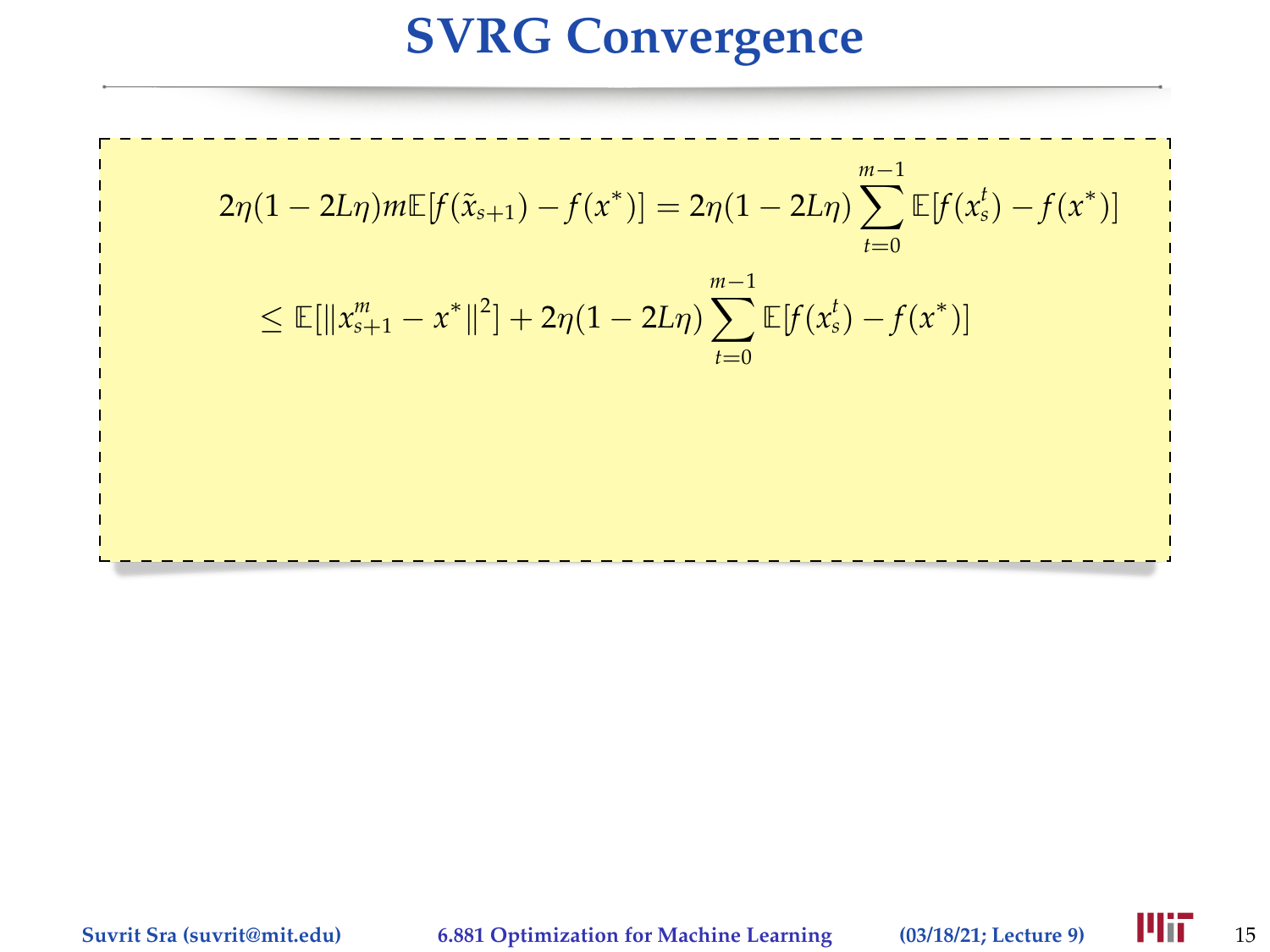# SVRG Convergence

$$2\eta(1 - 2L\eta)m\mathbb{E}[f(\tilde{x}_{s+1}) - f(x^*)] = 2\eta(1 - 2L\eta)\sum_{t=0}^{m-1}\mathbb{E}[f(x_s^t) - f(x^*)]$$

$$\leq \mathbb{E}[\|x_{s+1}^m - x^*\|^2] + 2\eta(1 - 2L\eta)\sum_{t=0}^{m-1}\mathbb{E}[f(x_s^t) - f(x^*)]$$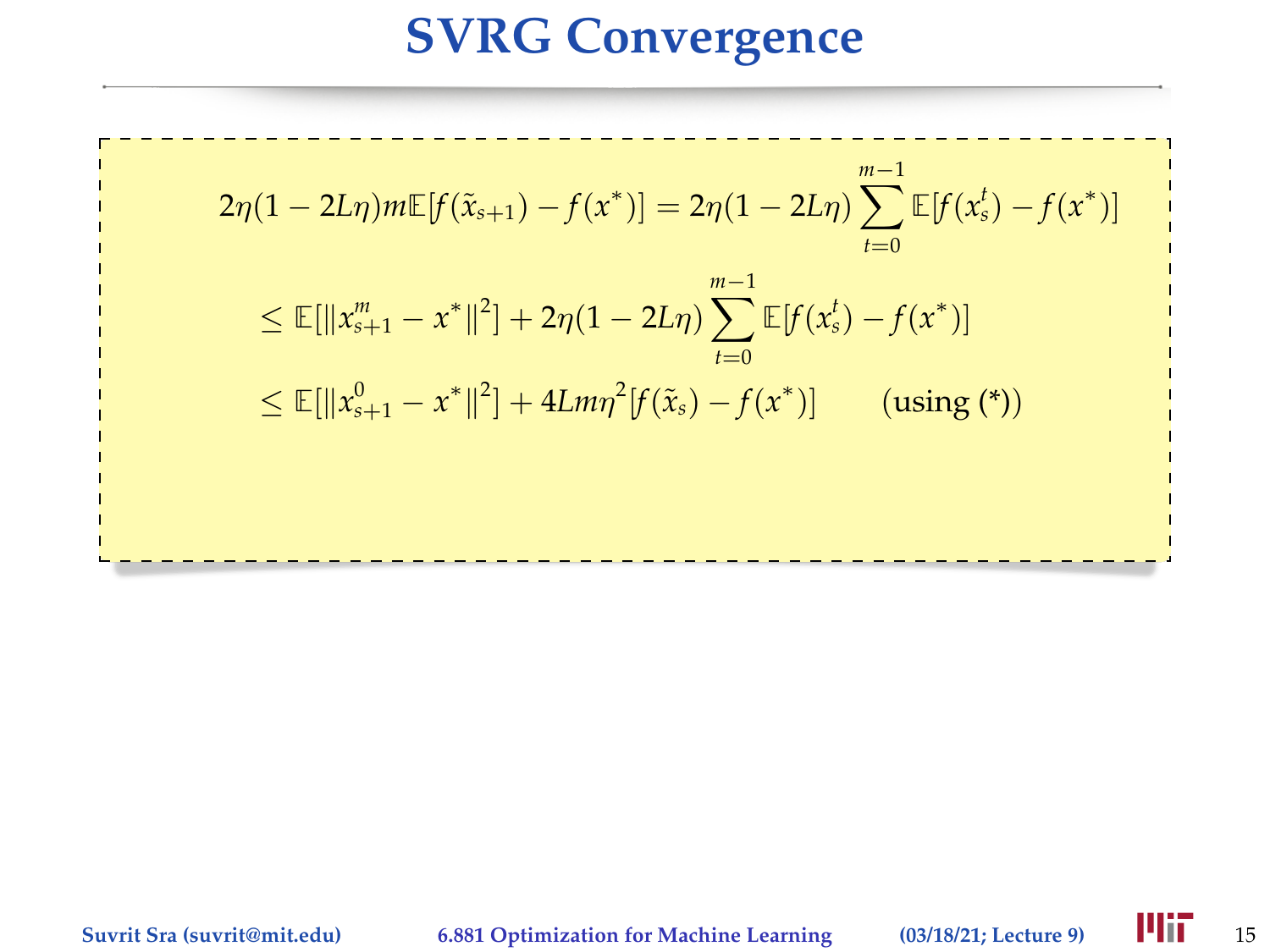# SVRG Convergence

$$
\begin{aligned}
2\eta(1-2L\eta)m\mathbb{E}[f(\tilde{x}_{s+1}) - f(x^*)] &= 2\eta(1-2L\eta)\sum_{t=0}^{m-1}\mathbb{E}[f(x_s^t) - f(x^*)] \\
&\leq \mathbb{E}[\|x_{s+1}^m - x^*\|^2] + 2\eta(1-2L\eta)\sum_{t=0}^{m-1}\mathbb{E}[f(x_s^t) - f(x^*)] \\
&\leq \mathbb{E}[\|x_{s+1}^0 - x^*\|^2] + 4Lm\eta^2[f(\tilde{x}_s) - f(x^*)] \qquad \text{(using (*))}
\end{aligned}
$$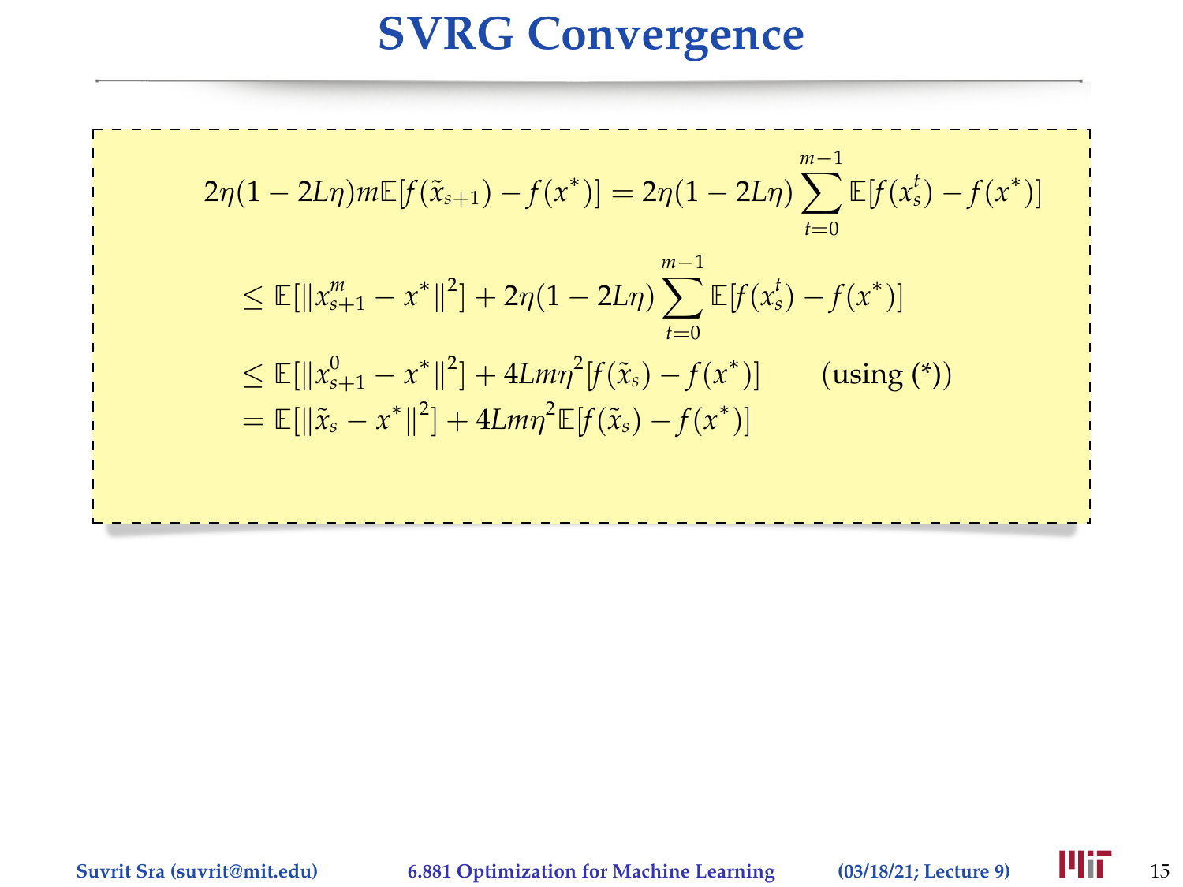# SVRG Convergence

$$
\begin{aligned}
2\eta(1-2L\eta)m\mathbb{E}[f(\tilde{x}_{s+1})-f(x^*)] &= 2\eta(1-2L\eta)\sum_{t=0}^{m-1}\mathbb{E}[f(x_s^t)-f(x^*)] \\
&\leq \mathbb{E}[\|x_{s+1}^m - x^*\|^2] + 2\eta(1-2L\eta)\sum_{t=0}^{m-1}\mathbb{E}[f(x_s^t)-f(x^*)] \\
&\leq \mathbb{E}[\|x_{s+1}^0 - x^*\|^2] + 4Lm\eta^2[f(\tilde{x}_s)-f(x^*)] \qquad \text{(using (*))} \\
&= \mathbb{E}[\|\tilde{x}_s - x^*\|^2] + 4Lm\eta^2\mathbb{E}[f(\tilde{x}_s)-f(x^*)]
\end{aligned}
$$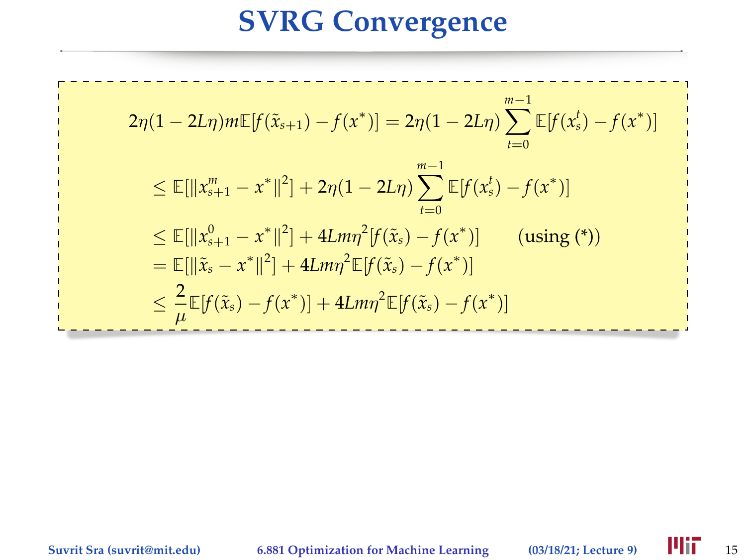# SVRG Convergence

$$
\begin{aligned}
2\eta(1-2L\eta)m\mathbb{E}[f(\tilde{x}_{s+1})-f(x^*)] &= 2\eta(1-2L\eta)\sum_{t=0}^{m-1}\mathbb{E}[f(x_s^t)-f(x^*)] \\
&\leq \mathbb{E}[\|x_{s+1}^m - x^*\|^2] + 2\eta(1-2L\eta)\sum_{t=0}^{m-1}\mathbb{E}[f(x_s^t)-f(x^*)] \\
&\leq \mathbb{E}[\|x_{s+1}^0 - x^*\|^2] + 4Lm\eta^2[f(\tilde{x}_s)-f(x^*)] \qquad \text{(using (*))} \\
&= \mathbb{E}[\|\tilde{x}_s - x^*\|^2] + 4Lm\eta^2\mathbb{E}[f(\tilde{x}_s)-f(x^*)] \\
&\leq \frac{2}{\mu}\mathbb{E}[f(\tilde{x}_s)-f(x^*)] + 4Lm\eta^2\mathbb{E}[f(\tilde{x}_s)-f(x^*)]
\end{aligned}
$$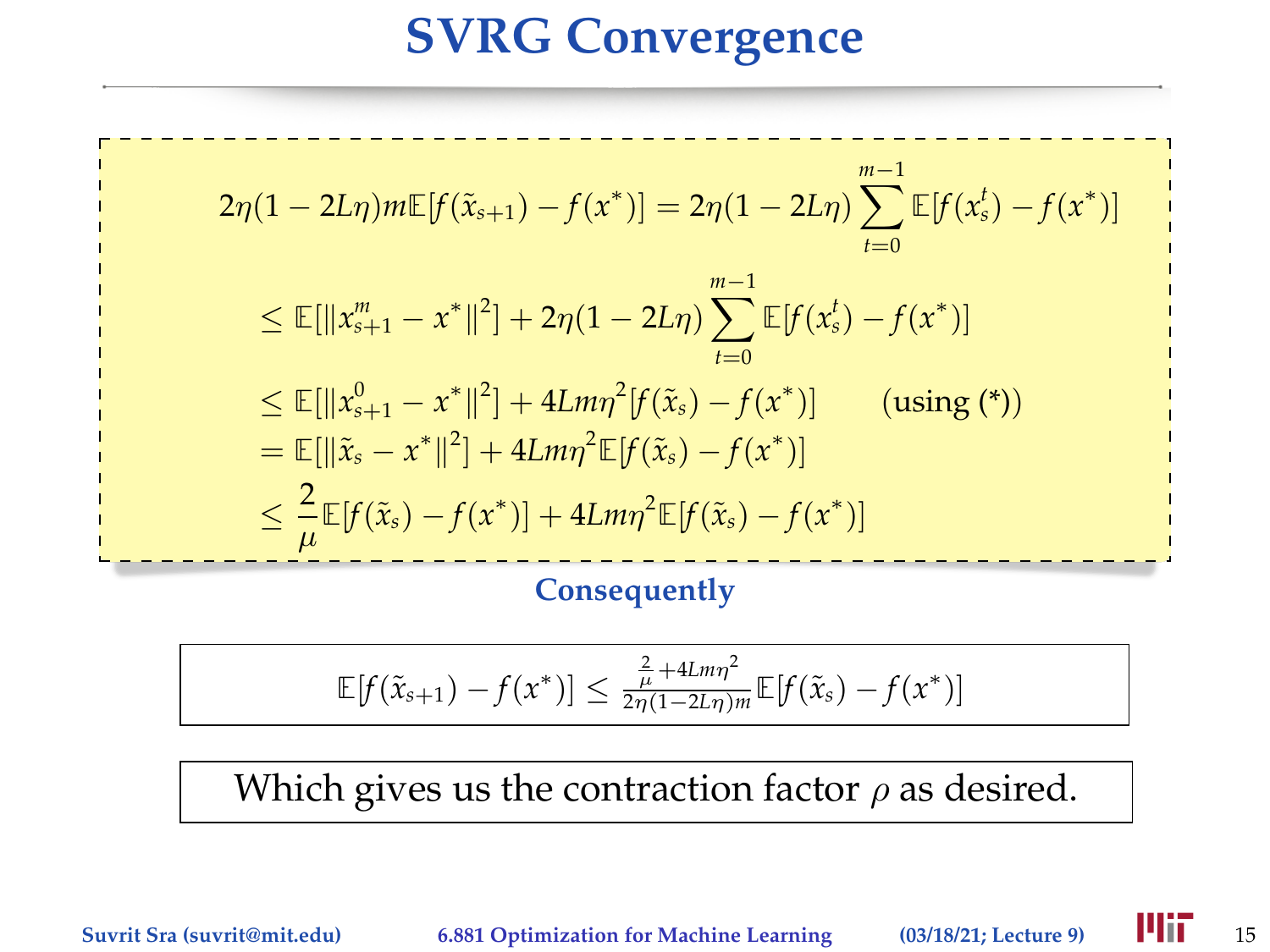# SVRG Convergence

$$
\begin{aligned}
2\eta(1-2L\eta)m\mathbb{E}[f(\tilde{x}_{s+1}) - f(x^*)] &= 2\eta(1-2L\eta)\sum_{t=0}^{m-1}\mathbb{E}[f(x_s^t) - f(x^*)] \\
&\leq \mathbb{E}[\|x_{s+1}^m - x^*\|^2] + 2\eta(1-2L\eta)\sum_{t=0}^{m-1}\mathbb{E}[f(x_s^t) - f(x^*)] \\
&\leq \mathbb{E}[\|x_{s+1}^0 - x^*\|^2] + 4Lm\eta^2[f(\tilde{x}_s) - f(x^*)] \qquad \text{(using (*))} \\
&= \mathbb{E}[\|\tilde{x}_s - x^*\|^2] + 4Lm\eta^2\mathbb{E}[f(\tilde{x}_s) - f(x^*)] \\
&\leq \frac{2}{\mu}\mathbb{E}[f(\tilde{x}_s) - f(x^*)] + 4Lm\eta^2\mathbb{E}[f(\tilde{x}_s) - f(x^*)]
\end{aligned}
$$

**Consequently**

$$
\mathbb{E}[f(\tilde{x}_{s+1}) - f(x^*)] \leq \frac{\frac{2}{\mu} + 4Lm\eta^2}{2\eta(1-2L\eta)m}\mathbb{E}[f(\tilde{x}_s) - f(x^*)]
$$

Which gives us the contraction factor $\rho$ as desired.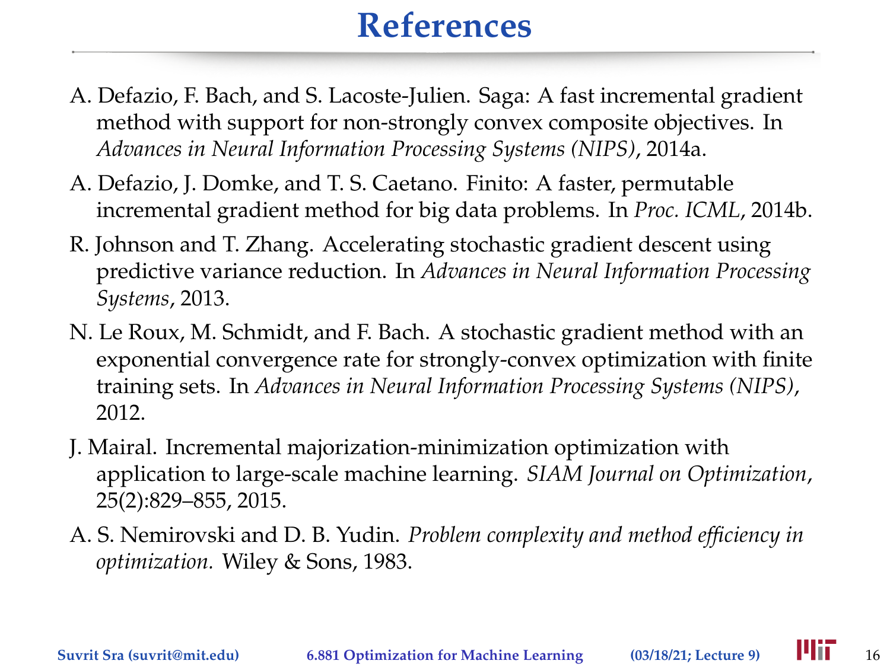# References

A. Defazio, F. Bach, and S. Lacoste-Julien. Saga: A fast incremental gradient method with support for non-strongly convex composite objectives. In *Advances in Neural Information Processing Systems (NIPS)*, 2014a.

A. Defazio, J. Domke, and T. S. Caetano. Finito: A faster, permutable incremental gradient method for big data problems. In *Proc. ICML*, 2014b.

R. Johnson and T. Zhang. Accelerating stochastic gradient descent using predictive variance reduction. In *Advances in Neural Information Processing Systems*, 2013.

N. Le Roux, M. Schmidt, and F. Bach. A stochastic gradient method with an exponential convergence rate for strongly-convex optimization with finite training sets. In *Advances in Neural Information Processing Systems (NIPS)*, 2012.

J. Mairal. Incremental majorization-minimization optimization with application to large-scale machine learning. *SIAM Journal on Optimization*, 25(2):829–855, 2015.

A. S. Nemirovski and D. B. Yudin. *Problem complexity and method efficiency in optimization.* Wiley & Sons, 1983.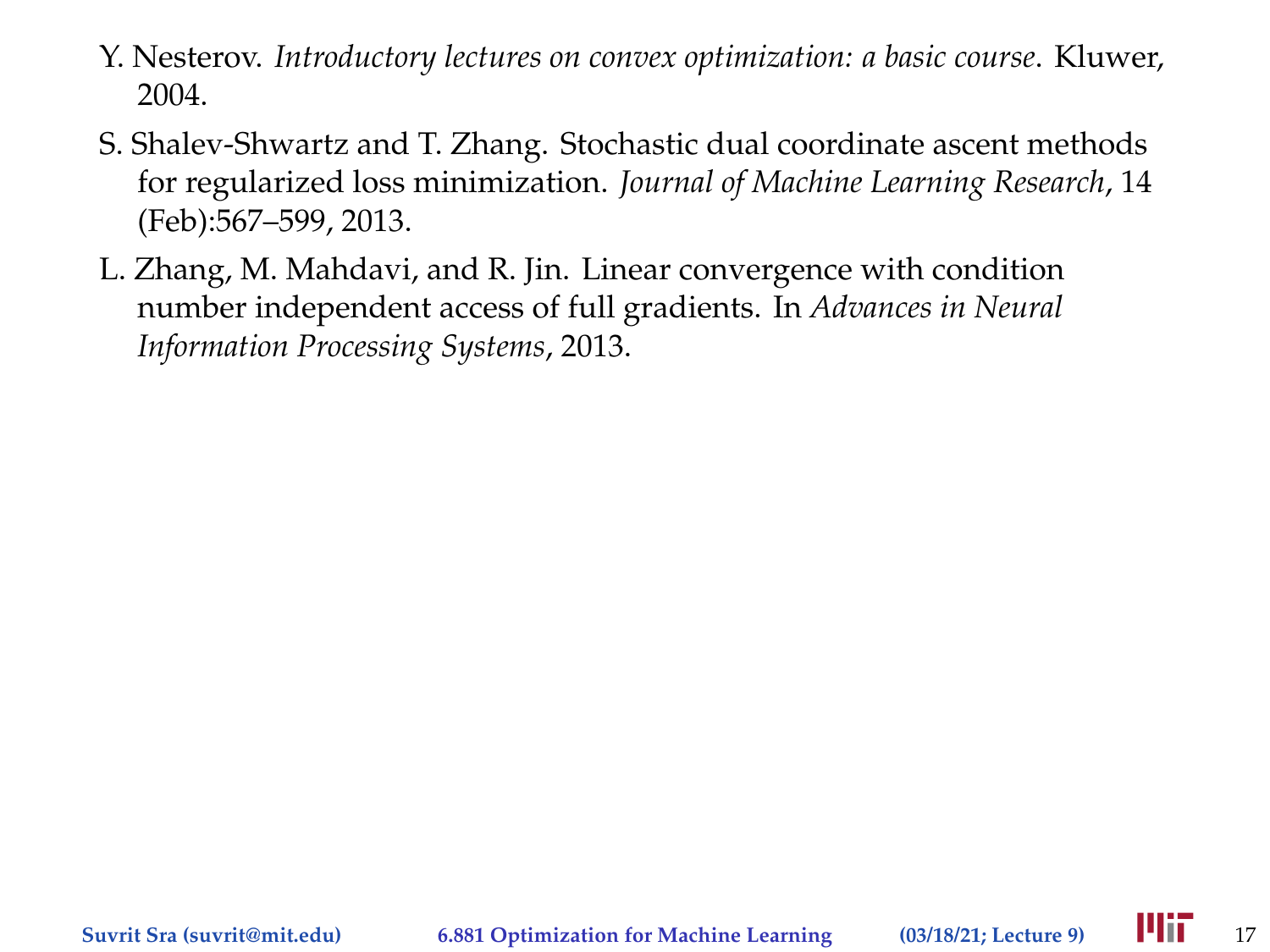Y. Nesterov. *Introductory lectures on convex optimization: a basic course*. Kluwer, 2004.

S. Shalev-Shwartz and T. Zhang. Stochastic dual coordinate ascent methods for regularized loss minimization. *Journal of Machine Learning Research*, 14 (Feb):567–599, 2013.

L. Zhang, M. Mahdavi, and R. Jin. Linear convergence with condition number independent access of full gradients. In *Advances in Neural Information Processing Systems*, 2013.